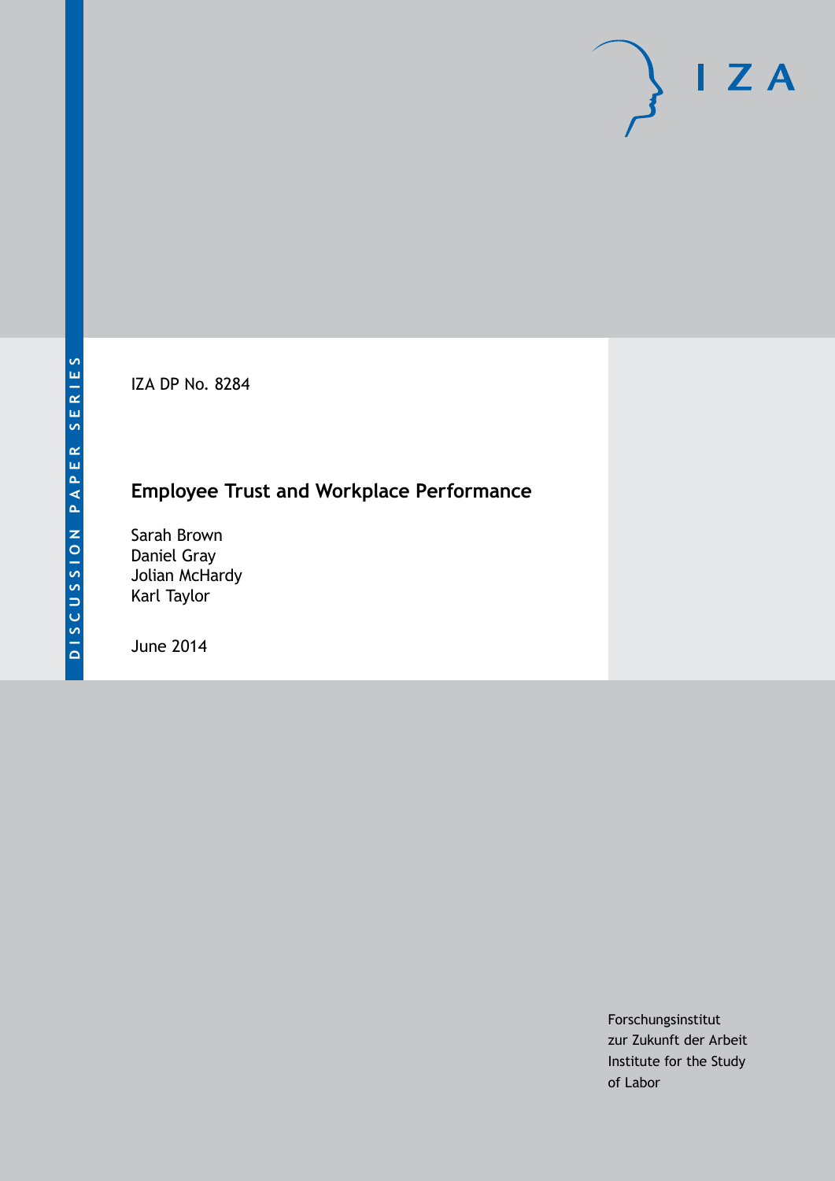DISCUSSION PAPER SERIES

IZA DP No. 8284

# Employee Trust and Workplace Performance

Sarah Brown
Daniel Gray
Jolian McHardy
Karl Taylor

June 2014

Forschungsinstitut
zur Zukunft der Arbeit
Institute for the Study
of Labor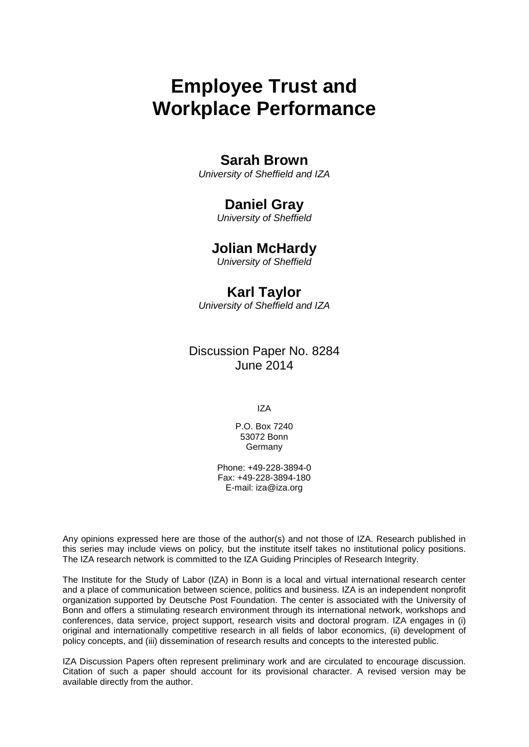# Employee Trust and Workplace Performance

## Sarah Brown

*University of Sheffield and IZA*

## Daniel Gray

*University of Sheffield*

## Jolian McHardy

*University of Sheffield*

## Karl Taylor

*University of Sheffield and IZA*

Discussion Paper No. 8284
June 2014

IZA

P.O. Box 7240
53072 Bonn
Germany

Phone: +49-228-3894-0
Fax: +49-228-3894-180
E-mail: iza@iza.org

Any opinions expressed here are those of the author(s) and not those of IZA. Research published in this series may include views on policy, but the institute itself takes no institutional policy positions. The IZA research network is committed to the IZA Guiding Principles of Research Integrity.

The Institute for the Study of Labor (IZA) in Bonn is a local and virtual international research center and a place of communication between science, politics and business. IZA is an independent nonprofit organization supported by Deutsche Post Foundation. The center is associated with the University of Bonn and offers a stimulating research environment through its international network, workshops and conferences, data service, project support, research visits and doctoral program. IZA engages in (i) original and internationally competitive research in all fields of labor economics, (ii) development of policy concepts, and (iii) dissemination of research results and concepts to the interested public.

IZA Discussion Papers often represent preliminary work and are circulated to encourage discussion. Citation of such a paper should account for its provisional character. A revised version may be available directly from the author.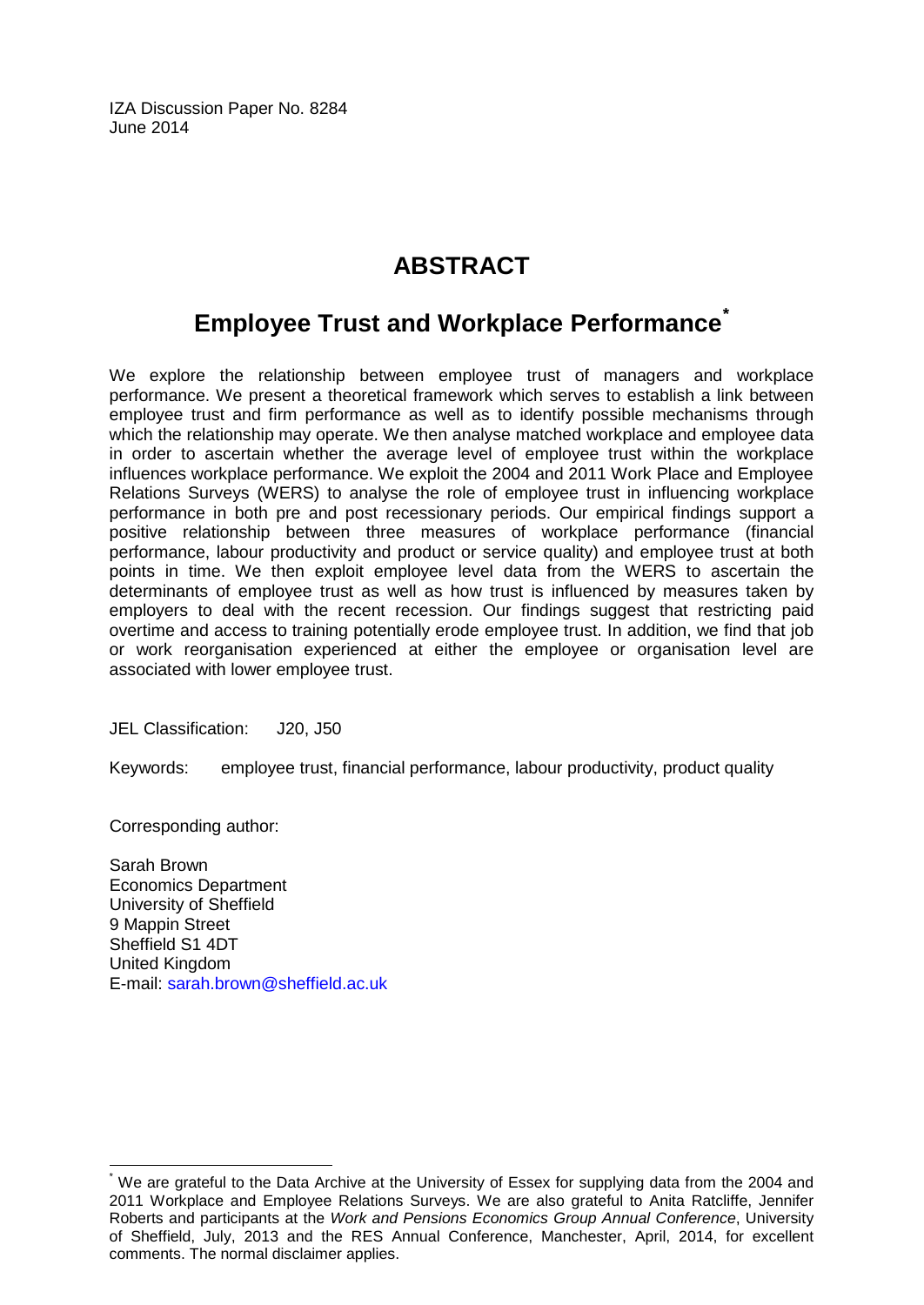IZA Discussion Paper No. 8284
June 2014

# ABSTRACT

## Employee Trust and Workplace Performance[*]

We explore the relationship between employee trust of managers and workplace performance. We present a theoretical framework which serves to establish a link between employee trust and firm performance as well as to identify possible mechanisms through which the relationship may operate. We then analyse matched workplace and employee data in order to ascertain whether the average level of employee trust within the workplace influences workplace performance. We exploit the 2004 and 2011 Work Place and Employee Relations Surveys (WERS) to analyse the role of employee trust in influencing workplace performance in both pre and post recessionary periods. Our empirical findings support a positive relationship between three measures of workplace performance (financial performance, labour productivity and product or service quality) and employee trust at both points in time. We then exploit employee level data from the WERS to ascertain the determinants of employee trust as well as how trust is influenced by measures taken by employers to deal with the recent recession. Our findings suggest that restricting paid overtime and access to training potentially erode employee trust. In addition, we find that job or work reorganisation experienced at either the employee or organisation level are associated with lower employee trust.

JEL Classification: J20, J50

Keywords: employee trust, financial performance, labour productivity, product quality

Corresponding author:

Sarah Brown
Economics Department
University of Sheffield
9 Mappin Street
Sheffield S1 4DT
United Kingdom
E-mail: sarah.brown@sheffield.ac.uk

---

[*] We are grateful to the Data Archive at the University of Essex for supplying data from the 2004 and 2011 Workplace and Employee Relations Surveys. We are also grateful to Anita Ratcliffe, Jennifer Roberts and participants at the *Work and Pensions Economics Group Annual Conference*, University of Sheffield, July, 2013 and the RES Annual Conference, Manchester, April, 2014, for excellent comments. The normal disclaimer applies.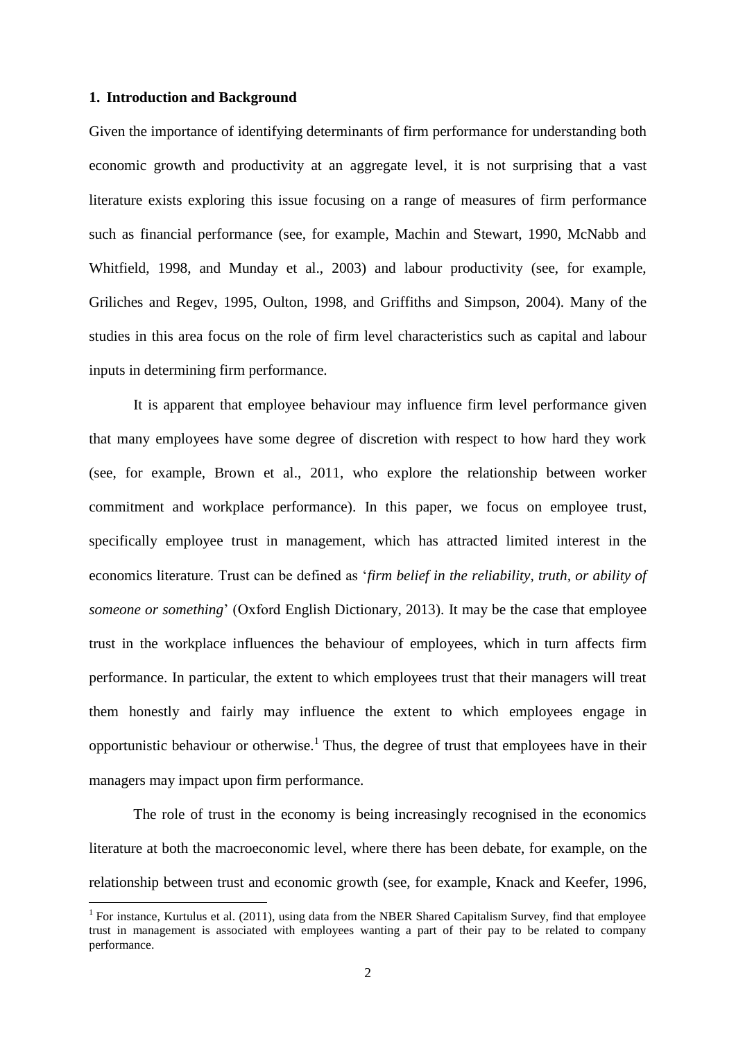## 1. Introduction and Background

Given the importance of identifying determinants of firm performance for understanding both economic growth and productivity at an aggregate level, it is not surprising that a vast literature exists exploring this issue focusing on a range of measures of firm performance such as financial performance (see, for example, Machin and Stewart, 1990, McNabb and Whitfield, 1998, and Munday et al., 2003) and labour productivity (see, for example, Griliches and Regev, 1995, Oulton, 1998, and Griffiths and Simpson, 2004). Many of the studies in this area focus on the role of firm level characteristics such as capital and labour inputs in determining firm performance.

It is apparent that employee behaviour may influence firm level performance given that many employees have some degree of discretion with respect to how hard they work (see, for example, Brown et al., 2011, who explore the relationship between worker commitment and workplace performance). In this paper, we focus on employee trust, specifically employee trust in management, which has attracted limited interest in the economics literature. Trust can be defined as '*firm belief in the reliability, truth, or ability of someone or something*' (Oxford English Dictionary, 2013). It may be the case that employee trust in the workplace influences the behaviour of employees, which in turn affects firm performance. In particular, the extent to which employees trust that their managers will treat them honestly and fairly may influence the extent to which employees engage in opportunistic behaviour or otherwise.[1] Thus, the degree of trust that employees have in their managers may impact upon firm performance.

The role of trust in the economy is being increasingly recognised in the economics literature at both the macroeconomic level, where there has been debate, for example, on the relationship between trust and economic growth (see, for example, Knack and Keefer, 1996,

[1] For instance, Kurtulus et al. (2011), using data from the NBER Shared Capitalism Survey, find that employee trust in management is associated with employees wanting a part of their pay to be related to company performance.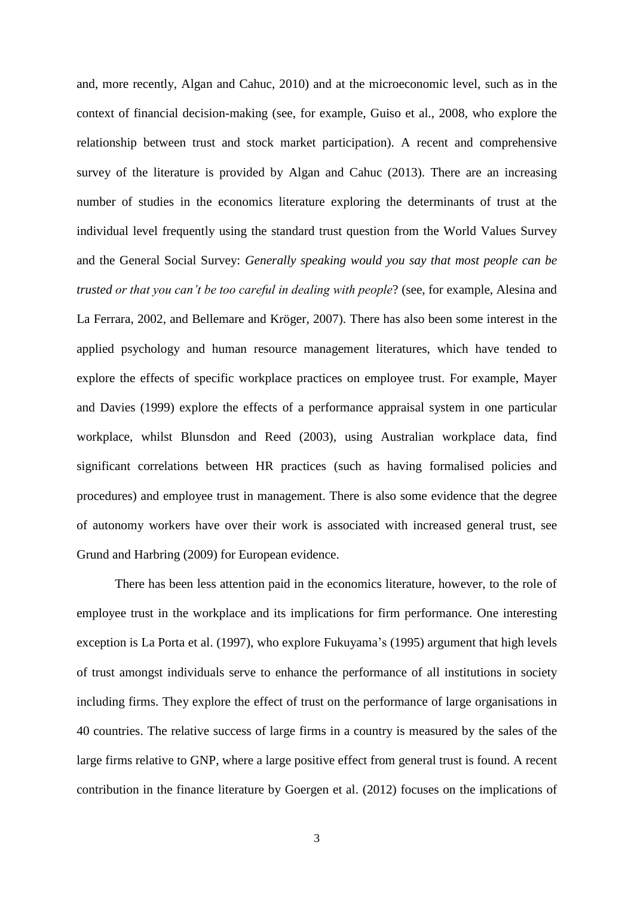and, more recently, Algan and Cahuc, 2010) and at the microeconomic level, such as in the context of financial decision-making (see, for example, Guiso et al., 2008, who explore the relationship between trust and stock market participation). A recent and comprehensive survey of the literature is provided by Algan and Cahuc (2013). There are an increasing number of studies in the economics literature exploring the determinants of trust at the individual level frequently using the standard trust question from the World Values Survey and the General Social Survey: *Generally speaking would you say that most people can be trusted or that you can't be too careful in dealing with people*? (see, for example, Alesina and La Ferrara, 2002, and Bellemare and Kröger, 2007). There has also been some interest in the applied psychology and human resource management literatures, which have tended to explore the effects of specific workplace practices on employee trust. For example, Mayer and Davies (1999) explore the effects of a performance appraisal system in one particular workplace, whilst Blunsdon and Reed (2003), using Australian workplace data, find significant correlations between HR practices (such as having formalised policies and procedures) and employee trust in management. There is also some evidence that the degree of autonomy workers have over their work is associated with increased general trust, see Grund and Harbring (2009) for European evidence.

There has been less attention paid in the economics literature, however, to the role of employee trust in the workplace and its implications for firm performance. One interesting exception is La Porta et al. (1997), who explore Fukuyama's (1995) argument that high levels of trust amongst individuals serve to enhance the performance of all institutions in society including firms. They explore the effect of trust on the performance of large organisations in 40 countries. The relative success of large firms in a country is measured by the sales of the large firms relative to GNP, where a large positive effect from general trust is found. A recent contribution in the finance literature by Goergen et al. (2012) focuses on the implications of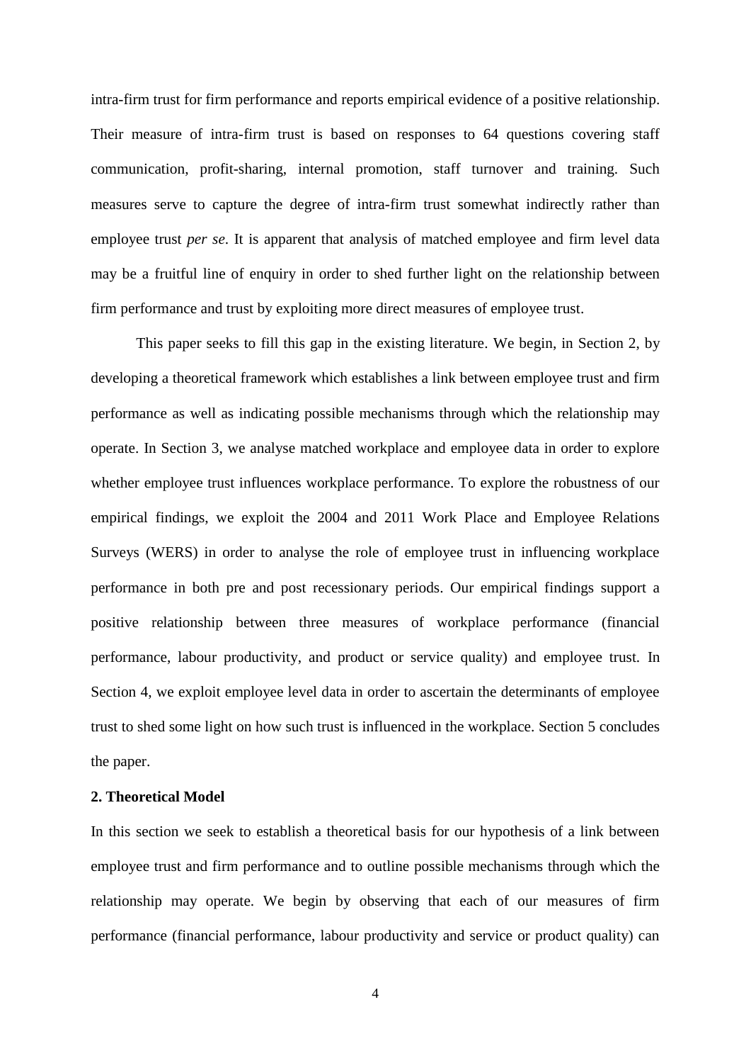intra-firm trust for firm performance and reports empirical evidence of a positive relationship. Their measure of intra-firm trust is based on responses to 64 questions covering staff communication, profit-sharing, internal promotion, staff turnover and training. Such measures serve to capture the degree of intra-firm trust somewhat indirectly rather than employee trust *per se*. It is apparent that analysis of matched employee and firm level data may be a fruitful line of enquiry in order to shed further light on the relationship between firm performance and trust by exploiting more direct measures of employee trust.

This paper seeks to fill this gap in the existing literature. We begin, in Section 2, by developing a theoretical framework which establishes a link between employee trust and firm performance as well as indicating possible mechanisms through which the relationship may operate. In Section 3, we analyse matched workplace and employee data in order to explore whether employee trust influences workplace performance. To explore the robustness of our empirical findings, we exploit the 2004 and 2011 Work Place and Employee Relations Surveys (WERS) in order to analyse the role of employee trust in influencing workplace performance in both pre and post recessionary periods. Our empirical findings support a positive relationship between three measures of workplace performance (financial performance, labour productivity, and product or service quality) and employee trust. In Section 4, we exploit employee level data in order to ascertain the determinants of employee trust to shed some light on how such trust is influenced in the workplace. Section 5 concludes the paper.

## 2. Theoretical Model

In this section we seek to establish a theoretical basis for our hypothesis of a link between employee trust and firm performance and to outline possible mechanisms through which the relationship may operate. We begin by observing that each of our measures of firm performance (financial performance, labour productivity and service or product quality) can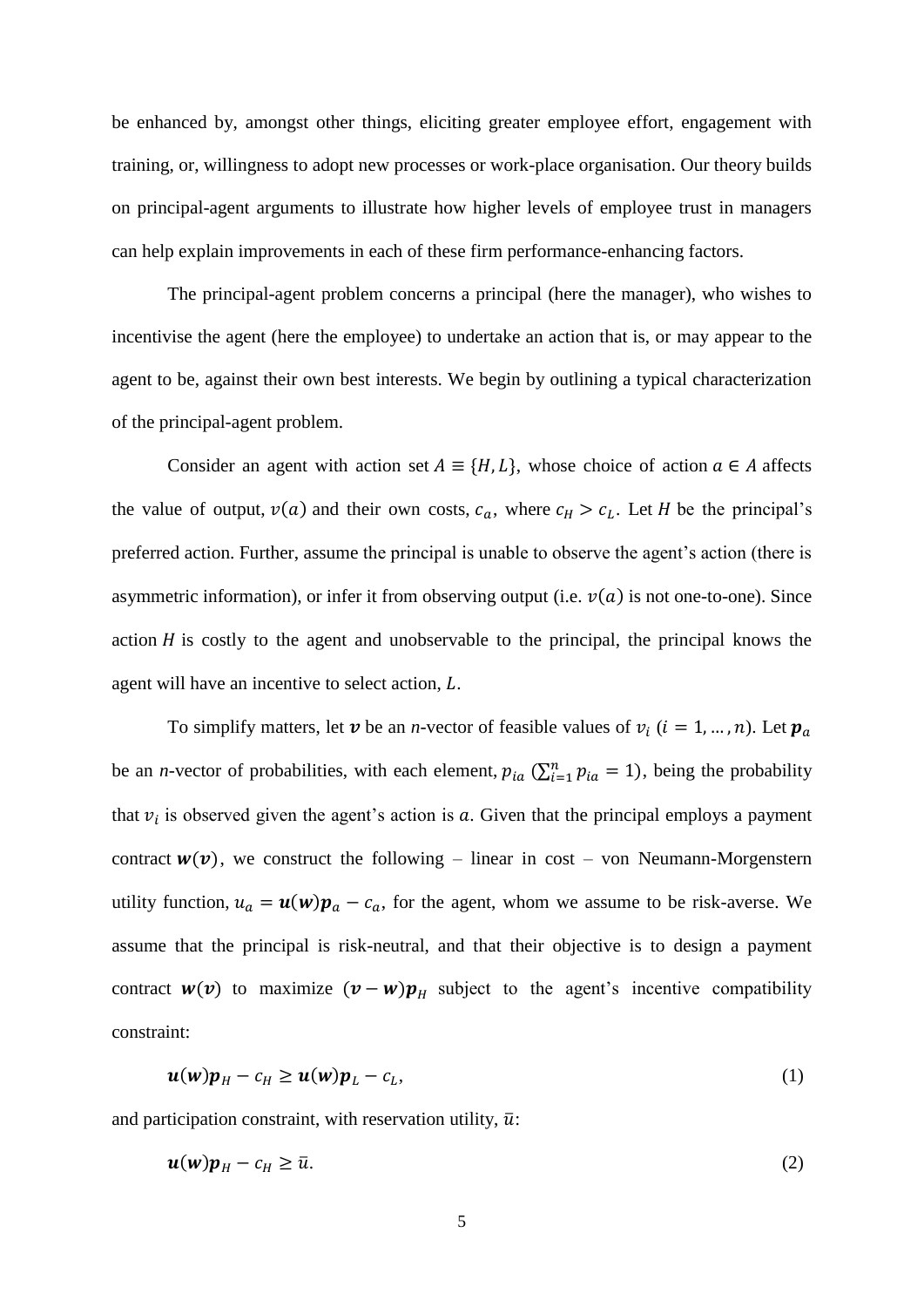be enhanced by, amongst other things, eliciting greater employee effort, engagement with training, or, willingness to adopt new processes or work-place organisation. Our theory builds on principal-agent arguments to illustrate how higher levels of employee trust in managers can help explain improvements in each of these firm performance-enhancing factors.

The principal-agent problem concerns a principal (here the manager), who wishes to incentivise the agent (here the employee) to undertake an action that is, or may appear to the agent to be, against their own best interests. We begin by outlining a typical characterization of the principal-agent problem.

Consider an agent with action set $A \equiv \{H, L\}$, whose choice of action $a \in A$ affects the value of output, $v(a)$ and their own costs, $c_a$, where $c_H > c_L$. Let $H$ be the principal's preferred action. Further, assume the principal is unable to observe the agent's action (there is asymmetric information), or infer it from observing output (i.e. $v(a)$ is not one-to-one). Since action $H$ is costly to the agent and unobservable to the principal, the principal knows the agent will have an incentive to select action, $L$.

To simplify matters, let $\boldsymbol{v}$ be an *n*-vector of feasible values of $v_i$ ($i = 1, \ldots, n$). Let $\boldsymbol{p}_a$ be an *n*-vector of probabilities, with each element, $p_{ia}$ ($\sum_{i=1}^{n} p_{ia} = 1$), being the probability that $v_i$ is observed given the agent's action is $a$. Given that the principal employs a payment contract $\boldsymbol{w}(\boldsymbol{v})$, we construct the following – linear in cost – von Neumann-Morgenstern utility function, $u_a = \boldsymbol{u}(\boldsymbol{w})\boldsymbol{p}_a - c_a$, for the agent, whom we assume to be risk-averse. We assume that the principal is risk-neutral, and that their objective is to design a payment contract $\boldsymbol{w}(\boldsymbol{v})$ to maximize $(\boldsymbol{v} - \boldsymbol{w})\boldsymbol{p}_H$ subject to the agent's incentive compatibility constraint:

$$\boldsymbol{u}(\boldsymbol{w})\boldsymbol{p}_H - c_H \geq \boldsymbol{u}(\boldsymbol{w})\boldsymbol{p}_L - c_L, \tag{1}$$

and participation constraint, with reservation utility, $\bar{u}$:

$$\boldsymbol{u}(\boldsymbol{w})\boldsymbol{p}_H - c_H \geq \bar{u}. \tag{2}$$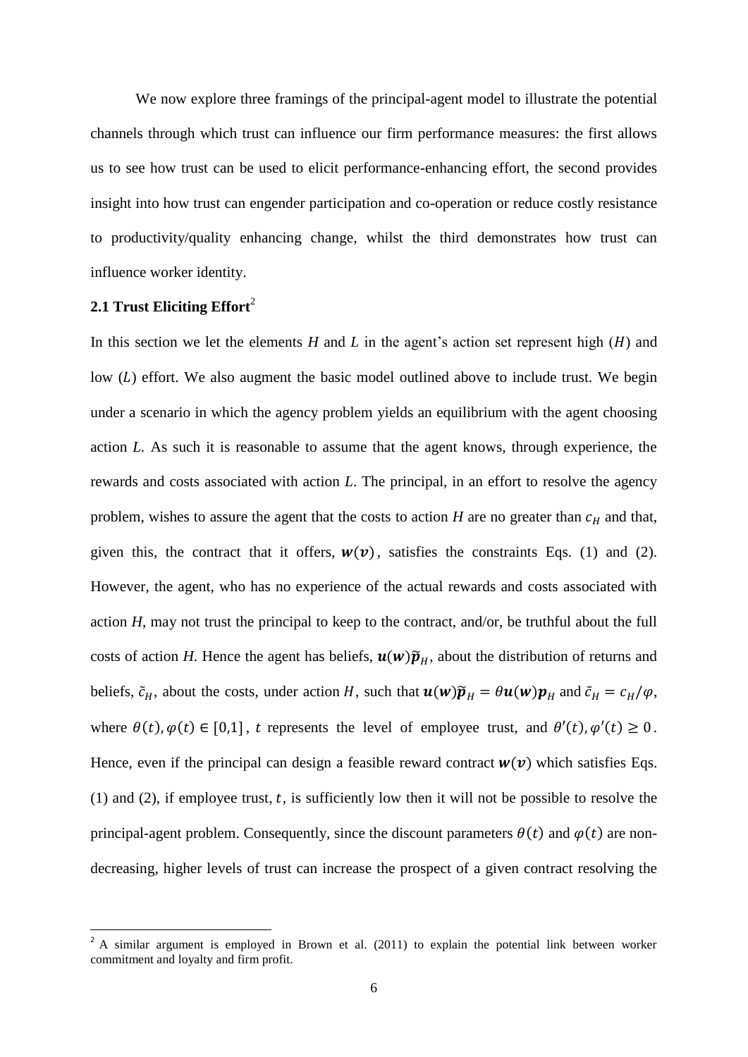We now explore three framings of the principal-agent model to illustrate the potential channels through which trust can influence our firm performance measures: the first allows us to see how trust can be used to elicit performance-enhancing effort, the second provides insight into how trust can engender participation and co-operation or reduce costly resistance to productivity/quality enhancing change, whilst the third demonstrates how trust can influence worker identity.

## 2.1 Trust Eliciting Effort[2]

In this section we let the elements *H* and *L* in the agent's action set represent high ($H$) and low ($L$) effort. We also augment the basic model outlined above to include trust. We begin under a scenario in which the agency problem yields an equilibrium with the agent choosing action *L*. As such it is reasonable to assume that the agent knows, through experience, the rewards and costs associated with action *L*. The principal, in an effort to resolve the agency problem, wishes to assure the agent that the costs to action *H* are no greater than $c_H$ and that, given this, the contract that it offers, $\boldsymbol{w}(\boldsymbol{v})$, satisfies the constraints Eqs. (1) and (2). However, the agent, who has no experience of the actual rewards and costs associated with action *H*, may not trust the principal to keep to the contract, and/or, be truthful about the full costs of action *H*. Hence the agent has beliefs, $\boldsymbol{u}(\boldsymbol{w})\tilde{\boldsymbol{p}}_H$, about the distribution of returns and beliefs, $\tilde{c}_H$, about the costs, under action $H$, such that $\boldsymbol{u}(\boldsymbol{w})\tilde{\boldsymbol{p}}_H = \theta\boldsymbol{u}(\boldsymbol{w})\boldsymbol{p}_H$ and $\tilde{c}_H = c_H/\varphi$, where $\theta(t), \varphi(t) \in [0,1]$, $t$ represents the level of employee trust, and $\theta'(t), \varphi'(t) \geq 0$. Hence, even if the principal can design a feasible reward contract $\boldsymbol{w}(\boldsymbol{v})$ which satisfies Eqs. (1) and (2), if employee trust, $t$, is sufficiently low then it will not be possible to resolve the principal-agent problem. Consequently, since the discount parameters $\theta(t)$ and $\varphi(t)$ are non-decreasing, higher levels of trust can increase the prospect of a given contract resolving the

[2] A similar argument is employed in Brown et al. (2011) to explain the potential link between worker commitment and loyalty and firm profit.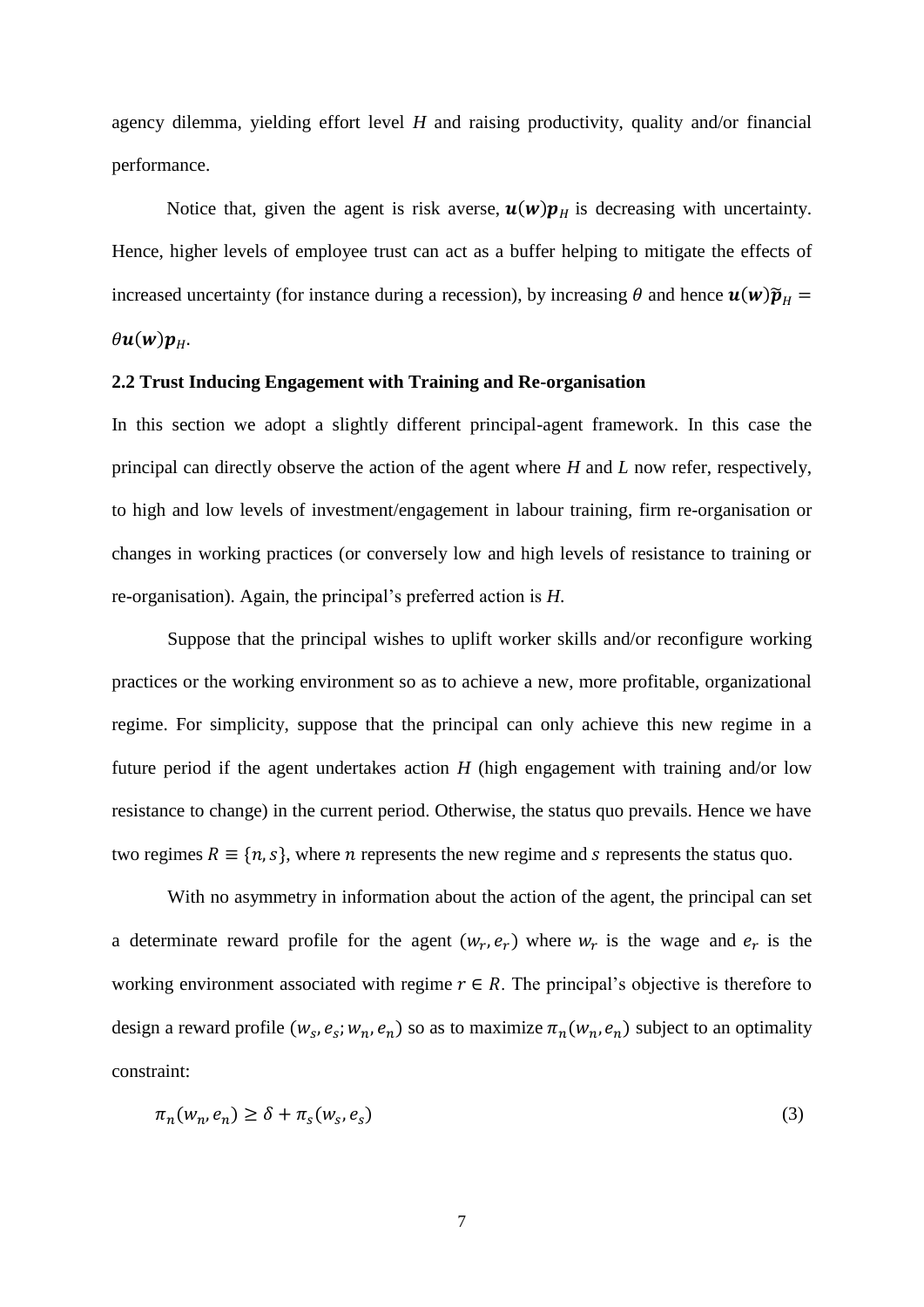agency dilemma, yielding effort level $H$ and raising productivity, quality and/or financial performance.

Notice that, given the agent is risk averse, $\boldsymbol{u}(\boldsymbol{w})\boldsymbol{p}_H$ is decreasing with uncertainty. Hence, higher levels of employee trust can act as a buffer helping to mitigate the effects of increased uncertainty (for instance during a recession), by increasing $\theta$ and hence $\boldsymbol{u}(\boldsymbol{w})\widetilde{\boldsymbol{p}}_H = \theta\boldsymbol{u}(\boldsymbol{w})\boldsymbol{p}_H$.

### 2.2 Trust Inducing Engagement with Training and Re-organisation

In this section we adopt a slightly different principal-agent framework. In this case the principal can directly observe the action of the agent where $H$ and $L$ now refer, respectively, to high and low levels of investment/engagement in labour training, firm re-organisation or changes in working practices (or conversely low and high levels of resistance to training or re-organisation). Again, the principal's preferred action is $H$.

Suppose that the principal wishes to uplift worker skills and/or reconfigure working practices or the working environment so as to achieve a new, more profitable, organizational regime. For simplicity, suppose that the principal can only achieve this new regime in a future period if the agent undertakes action $H$ (high engagement with training and/or low resistance to change) in the current period. Otherwise, the status quo prevails. Hence we have two regimes $R \equiv \{n, s\}$, where $n$ represents the new regime and $s$ represents the status quo.

With no asymmetry in information about the action of the agent, the principal can set a determinate reward profile for the agent $(w_r, e_r)$ where $w_r$ is the wage and $e_r$ is the working environment associated with regime $r \in R$. The principal's objective is therefore to design a reward profile $(w_s, e_s; w_n, e_n)$ so as to maximize $\pi_n(w_n, e_n)$ subject to an optimality constraint:

$$\pi_n(w_n, e_n) \geq \delta + \pi_s(w_s, e_s) \tag{3}$$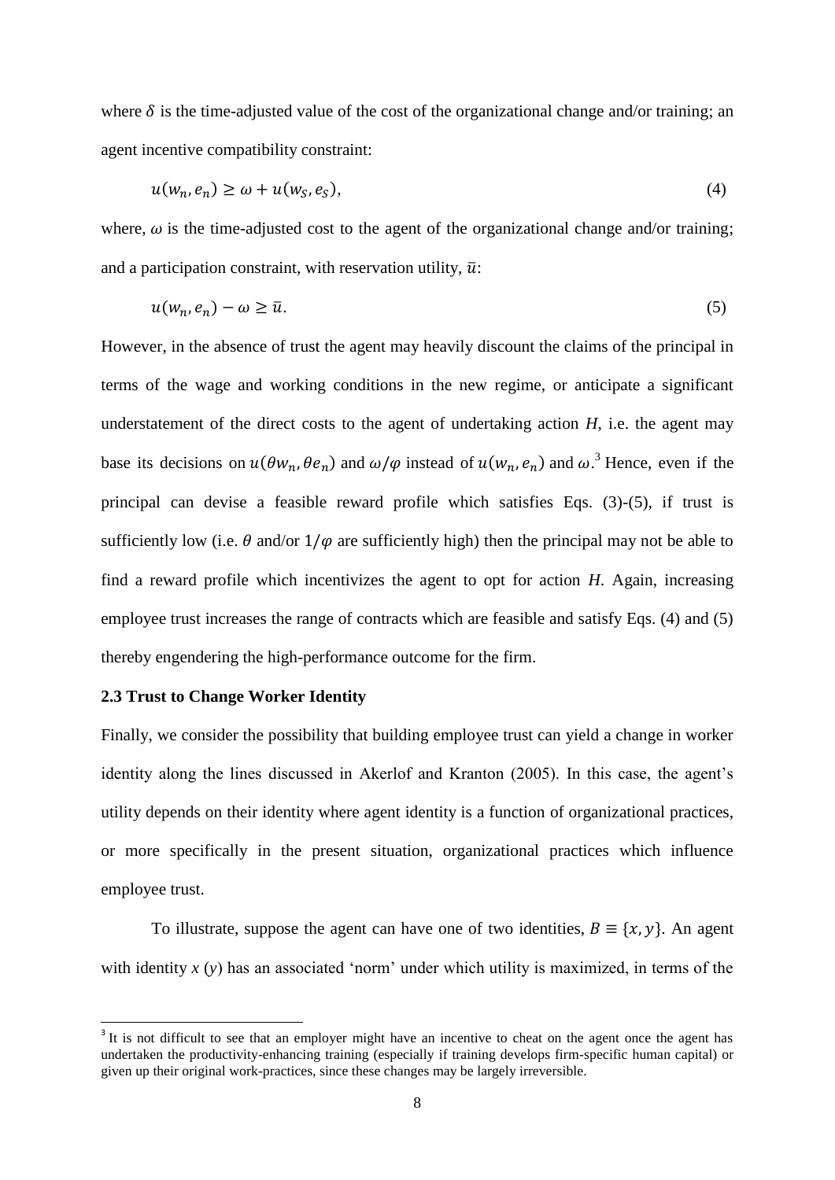where $\delta$ is the time-adjusted value of the cost of the organizational change and/or training; an agent incentive compatibility constraint:

$$u(w_n, e_n) \geq \omega + u(w_S, e_S), \tag{4}$$

where, $\omega$ is the time-adjusted cost to the agent of the organizational change and/or training; and a participation constraint, with reservation utility, $\bar{u}$:

$$u(w_n, e_n) - \omega \geq \bar{u}. \tag{5}$$

However, in the absence of trust the agent may heavily discount the claims of the principal in terms of the wage and working conditions in the new regime, or anticipate a significant understatement of the direct costs to the agent of undertaking action *H*, i.e. the agent may base its decisions on $u(\theta w_n, \theta e_n)$ and $\omega/\varphi$ instead of $u(w_n, e_n)$ and $\omega$.[3] Hence, even if the principal can devise a feasible reward profile which satisfies Eqs. (3)-(5), if trust is sufficiently low (i.e. $\theta$ and/or $1/\varphi$ are sufficiently high) then the principal may not be able to find a reward profile which incentivizes the agent to opt for action *H*. Again, increasing employee trust increases the range of contracts which are feasible and satisfy Eqs. (4) and (5) thereby engendering the high-performance outcome for the firm.

### 2.3 Trust to Change Worker Identity

Finally, we consider the possibility that building employee trust can yield a change in worker identity along the lines discussed in Akerlof and Kranton (2005). In this case, the agent's utility depends on their identity where agent identity is a function of organizational practices, or more specifically in the present situation, organizational practices which influence employee trust.

To illustrate, suppose the agent can have one of two identities, $B \equiv \{x, y\}$. An agent with identity *x* (*y*) has an associated 'norm' under which utility is maximized, in terms of the

[3] It is not difficult to see that an employer might have an incentive to cheat on the agent once the agent has undertaken the productivity-enhancing training (especially if training develops firm-specific human capital) or given up their original work-practices, since these changes may be largely irreversible.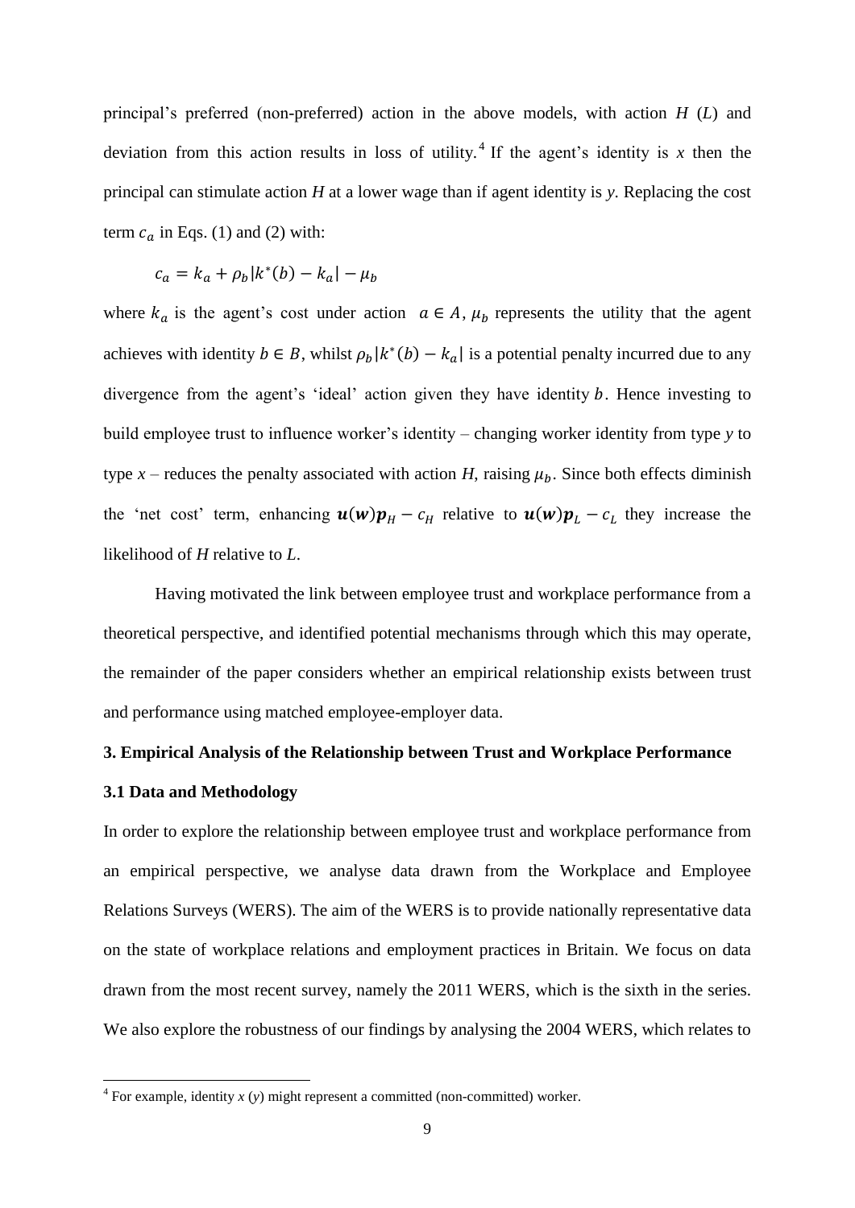principal's preferred (non-preferred) action in the above models, with action $H$ ($L$) and deviation from this action results in loss of utility.[4] If the agent's identity is $x$ then the principal can stimulate action $H$ at a lower wage than if agent identity is $y$. Replacing the cost term $c_a$ in Eqs. (1) and (2) with:

$$c_a = k_a + \rho_b|k^*(b) - k_a| - \mu_b$$

where $k_a$ is the agent's cost under action $a \in A$, $\mu_b$ represents the utility that the agent achieves with identity $b \in B$, whilst $\rho_b|k^*(b) - k_a|$ is a potential penalty incurred due to any divergence from the agent's 'ideal' action given they have identity $b$. Hence investing to build employee trust to influence worker's identity – changing worker identity from type $y$ to type $x$ – reduces the penalty associated with action $H$, raising $\mu_b$. Since both effects diminish the 'net cost' term, enhancing $\boldsymbol{u}(\boldsymbol{w})\boldsymbol{p}_H - c_H$ relative to $\boldsymbol{u}(\boldsymbol{w})\boldsymbol{p}_L - c_L$ they increase the likelihood of $H$ relative to $L$.

Having motivated the link between employee trust and workplace performance from a theoretical perspective, and identified potential mechanisms through which this may operate, the remainder of the paper considers whether an empirical relationship exists between trust and performance using matched employee-employer data.

## 3. Empirical Analysis of the Relationship between Trust and Workplace Performance

### 3.1 Data and Methodology

In order to explore the relationship between employee trust and workplace performance from an empirical perspective, we analyse data drawn from the Workplace and Employee Relations Surveys (WERS). The aim of the WERS is to provide nationally representative data on the state of workplace relations and employment practices in Britain. We focus on data drawn from the most recent survey, namely the 2011 WERS, which is the sixth in the series. We also explore the robustness of our findings by analysing the 2004 WERS, which relates to

[4] For example, identity $x$ ($y$) might represent a committed (non-committed) worker.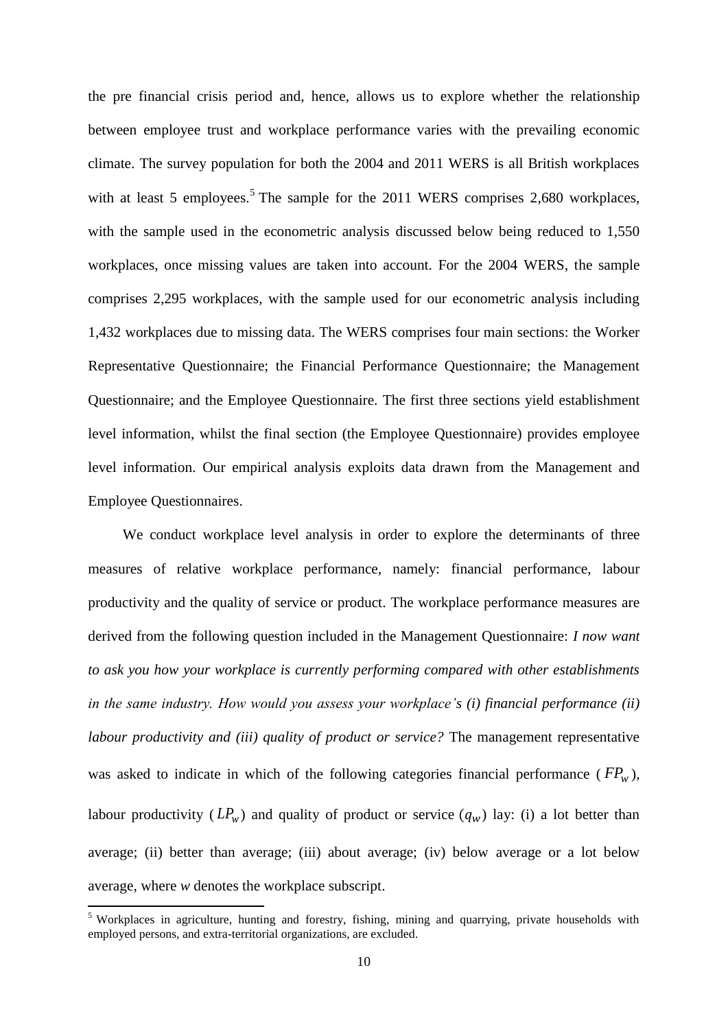the pre financial crisis period and, hence, allows us to explore whether the relationship between employee trust and workplace performance varies with the prevailing economic climate. The survey population for both the 2004 and 2011 WERS is all British workplaces with at least 5 employees.[5] The sample for the 2011 WERS comprises 2,680 workplaces, with the sample used in the econometric analysis discussed below being reduced to 1,550 workplaces, once missing values are taken into account. For the 2004 WERS, the sample comprises 2,295 workplaces, with the sample used for our econometric analysis including 1,432 workplaces due to missing data. The WERS comprises four main sections: the Worker Representative Questionnaire; the Financial Performance Questionnaire; the Management Questionnaire; and the Employee Questionnaire. The first three sections yield establishment level information, whilst the final section (the Employee Questionnaire) provides employee level information. Our empirical analysis exploits data drawn from the Management and Employee Questionnaires.

We conduct workplace level analysis in order to explore the determinants of three measures of relative workplace performance, namely: financial performance, labour productivity and the quality of service or product. The workplace performance measures are derived from the following question included in the Management Questionnaire: *I now want to ask you how your workplace is currently performing compared with other establishments in the same industry. How would you assess your workplace's (i) financial performance (ii) labour productivity and (iii) quality of product or service?* The management representative was asked to indicate in which of the following categories financial performance ($FP_w$), labour productivity ($LP_w$) and quality of product or service ($q_w$) lay: (i) a lot better than average; (ii) better than average; (iii) about average; (iv) below average or a lot below average, where *w* denotes the workplace subscript.

[5] Workplaces in agriculture, hunting and forestry, fishing, mining and quarrying, private households with employed persons, and extra-territorial organizations, are excluded.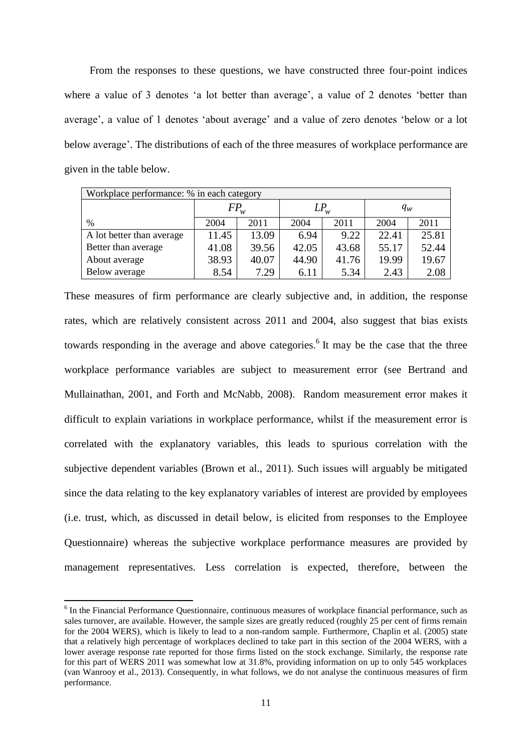From the responses to these questions, we have constructed three four-point indices where a value of 3 denotes 'a lot better than average', a value of 2 denotes 'better than average', a value of 1 denotes 'about average' and a value of zero denotes 'below or a lot below average'. The distributions of each of the three measures of workplace performance are given in the table below.

| Workplace performance: % in each category | | | | | | |
|---|---|---|---|---|---|---|
| | $FP_w$ | | $LP_w$ | | $q_w$ | |
| % | 2004 | 2011 | 2004 | 2011 | 2004 | 2011 |
| A lot better than average | 11.45 | 13.09 | 6.94 | 9.22 | 22.41 | 25.81 |
| Better than average | 41.08 | 39.56 | 42.05 | 43.68 | 55.17 | 52.44 |
| About average | 38.93 | 40.07 | 44.90 | 41.76 | 19.99 | 19.67 |
| Below average | 8.54 | 7.29 | 6.11 | 5.34 | 2.43 | 2.08 |

These measures of firm performance are clearly subjective and, in addition, the response rates, which are relatively consistent across 2011 and 2004, also suggest that bias exists towards responding in the average and above categories.[6] It may be the case that the three workplace performance variables are subject to measurement error (see Bertrand and Mullainathan, 2001, and Forth and McNabb, 2008). Random measurement error makes it difficult to explain variations in workplace performance, whilst if the measurement error is correlated with the explanatory variables, this leads to spurious correlation with the subjective dependent variables (Brown et al., 2011). Such issues will arguably be mitigated since the data relating to the key explanatory variables of interest are provided by employees (i.e. trust, which, as discussed in detail below, is elicited from responses to the Employee Questionnaire) whereas the subjective workplace performance measures are provided by management representatives. Less correlation is expected, therefore, between the

[6] In the Financial Performance Questionnaire, continuous measures of workplace financial performance, such as sales turnover, are available. However, the sample sizes are greatly reduced (roughly 25 per cent of firms remain for the 2004 WERS), which is likely to lead to a non-random sample. Furthermore, Chaplin et al. (2005) state that a relatively high percentage of workplaces declined to take part in this section of the 2004 WERS, with a lower average response rate reported for those firms listed on the stock exchange. Similarly, the response rate for this part of WERS 2011 was somewhat low at 31.8%, providing information on up to only 545 workplaces (van Wanrooy et al., 2013). Consequently, in what follows, we do not analyse the continuous measures of firm performance.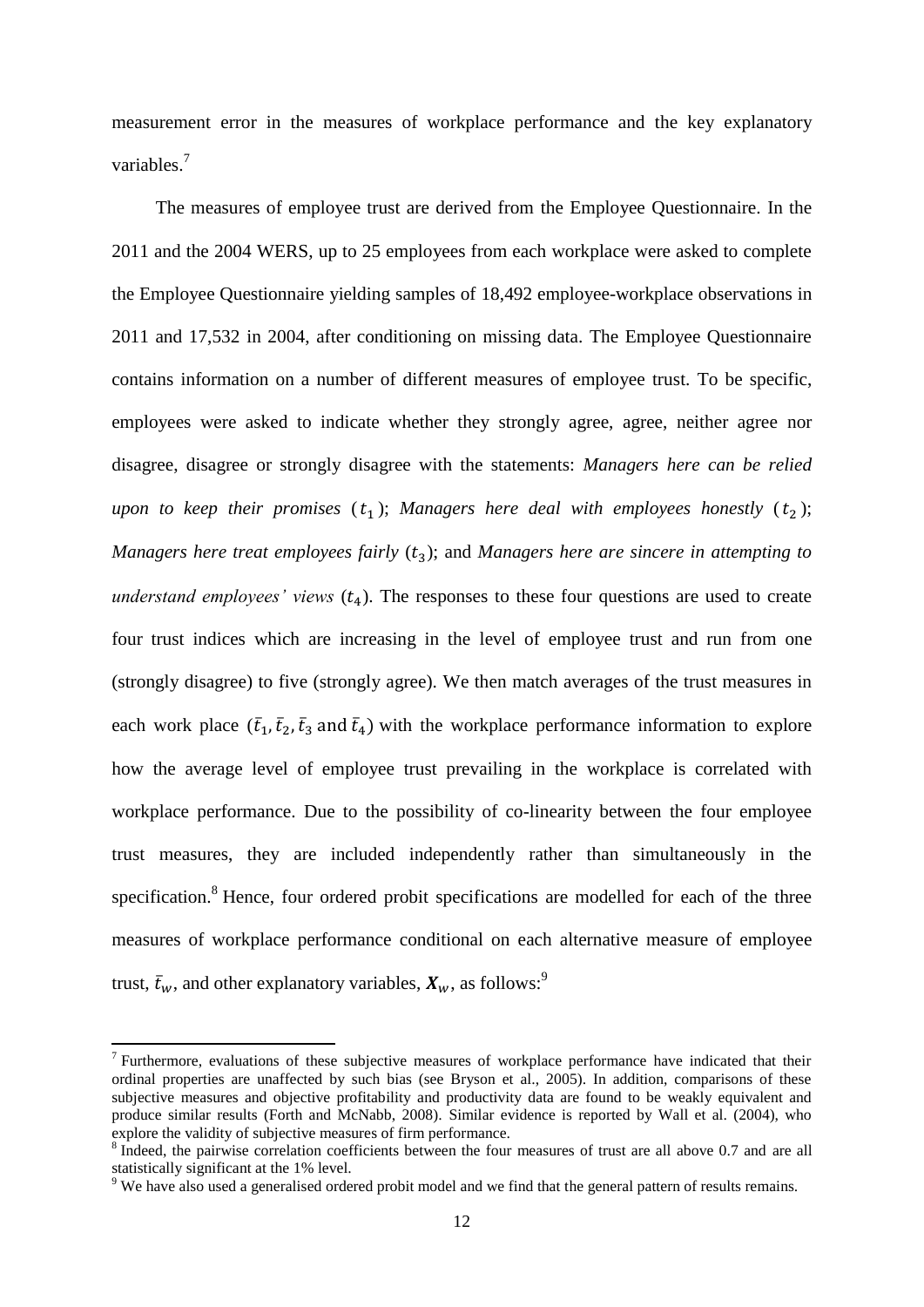measurement error in the measures of workplace performance and the key explanatory variables.[7]

The measures of employee trust are derived from the Employee Questionnaire. In the 2011 and the 2004 WERS, up to 25 employees from each workplace were asked to complete the Employee Questionnaire yielding samples of 18,492 employee-workplace observations in 2011 and 17,532 in 2004, after conditioning on missing data. The Employee Questionnaire contains information on a number of different measures of employee trust. To be specific, employees were asked to indicate whether they strongly agree, agree, neither agree nor disagree, disagree or strongly disagree with the statements: *Managers here can be relied upon to keep their promises* ($t_1$); *Managers here deal with employees honestly* ($t_2$); *Managers here treat employees fairly* ($t_3$); and *Managers here are sincere in attempting to understand employees' views* ($t_4$). The responses to these four questions are used to create four trust indices which are increasing in the level of employee trust and run from one (strongly disagree) to five (strongly agree). We then match averages of the trust measures in each work place ($\bar{t}_1, \bar{t}_2, \bar{t}_3$ and $\bar{t}_4$) with the workplace performance information to explore how the average level of employee trust prevailing in the workplace is correlated with workplace performance. Due to the possibility of co-linearity between the four employee trust measures, they are included independently rather than simultaneously in the specification.[8] Hence, four ordered probit specifications are modelled for each of the three measures of workplace performance conditional on each alternative measure of employee trust, $\bar{t}_w$, and other explanatory variables, $\boldsymbol{X}_w$, as follows:[9]

---

[7] Furthermore, evaluations of these subjective measures of workplace performance have indicated that their ordinal properties are unaffected by such bias (see Bryson et al., 2005). In addition, comparisons of these subjective measures and objective profitability and productivity data are found to be weakly equivalent and produce similar results (Forth and McNabb, 2008). Similar evidence is reported by Wall et al. (2004), who explore the validity of subjective measures of firm performance.

[8] Indeed, the pairwise correlation coefficients between the four measures of trust are all above 0.7 and are all statistically significant at the 1% level.

[9] We have also used a generalised ordered probit model and we find that the general pattern of results remains.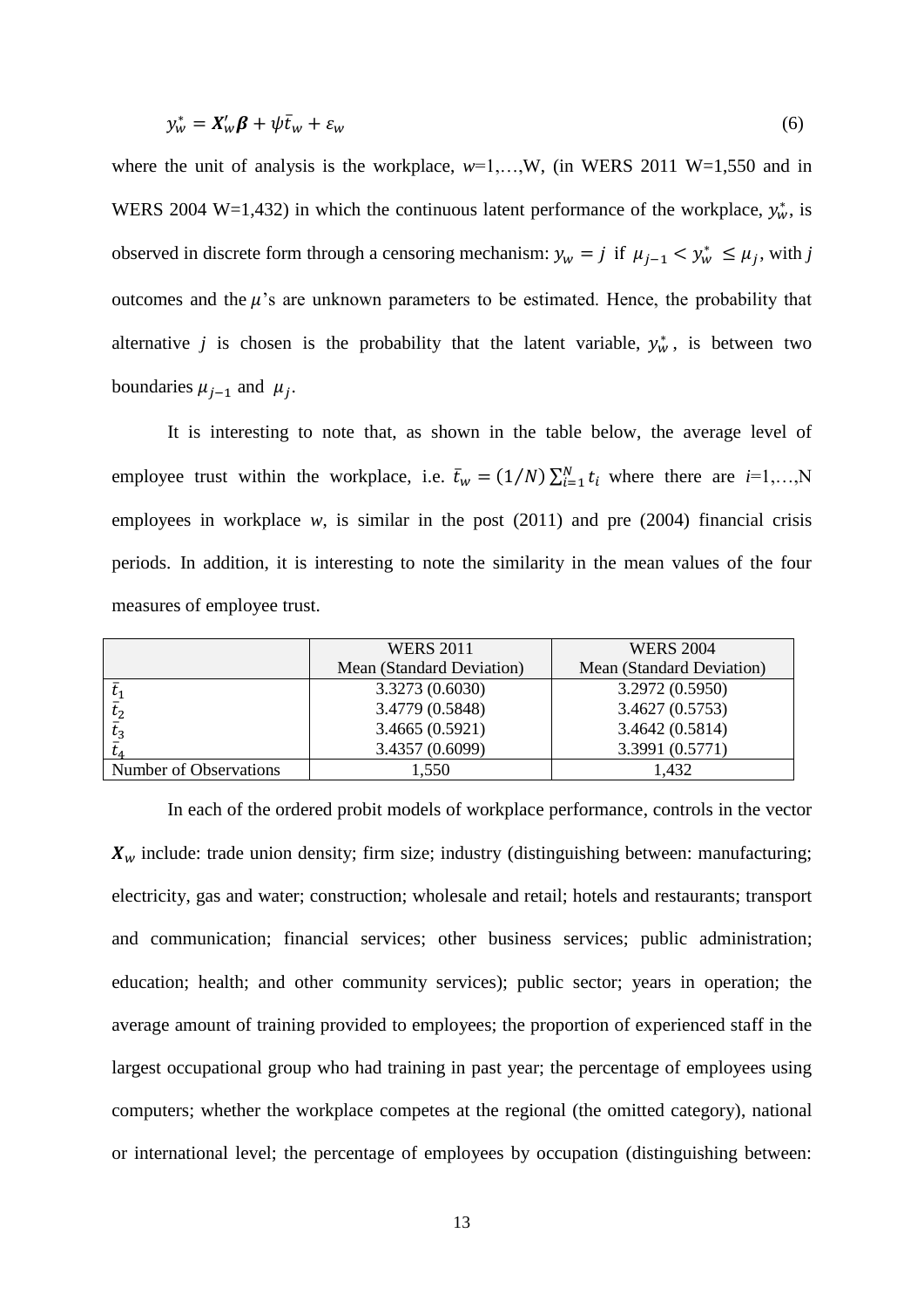$$y_w^* = \boldsymbol{X}_w'\boldsymbol{\beta} + \psi\bar{t}_w + \varepsilon_w \qquad (6)$$

where the unit of analysis is the workplace, $w$=1,…,W, (in WERS 2011 W=1,550 and in WERS 2004 W=1,432) in which the continuous latent performance of the workplace, $y_w^*$, is observed in discrete form through a censoring mechanism: $y_w = j$ if $\mu_{j-1} < y_w^* \leq \mu_j$, with $j$ outcomes and the $\mu$'s are unknown parameters to be estimated. Hence, the probability that alternative $j$ is chosen is the probability that the latent variable, $y_w^*$, is between two boundaries $\mu_{j-1}$ and $\mu_j$.

It is interesting to note that, as shown in the table below, the average level of employee trust within the workplace, i.e. $\bar{t}_w = (1/N)\sum_{i=1}^{N} t_i$ where there are $i$=1,…,N employees in workplace $w$, is similar in the post (2011) and pre (2004) financial crisis periods. In addition, it is interesting to note the similarity in the mean values of the four measures of employee trust.

| | WERS 2011<br>Mean (Standard Deviation) | WERS 2004<br>Mean (Standard Deviation) |
|---|---|---|
| $\bar{t}_1$ | 3.3273 (0.6030) | 3.2972 (0.5950) |
| $\bar{t}_2$ | 3.4779 (0.5848) | 3.4627 (0.5753) |
| $\bar{t}_3$ | 3.4665 (0.5921) | 3.4642 (0.5814) |
| $\bar{t}_4$ | 3.4357 (0.6099) | 3.3991 (0.5771) |
| Number of Observations | 1,550 | 1,432 |

In each of the ordered probit models of workplace performance, controls in the vector $\boldsymbol{X}_w$ include: trade union density; firm size; industry (distinguishing between: manufacturing; electricity, gas and water; construction; wholesale and retail; hotels and restaurants; transport and communication; financial services; other business services; public administration; education; health; and other community services); public sector; years in operation; the average amount of training provided to employees; the proportion of experienced staff in the largest occupational group who had training in past year; the percentage of employees using computers; whether the workplace competes at the regional (the omitted category), national or international level; the percentage of employees by occupation (distinguishing between: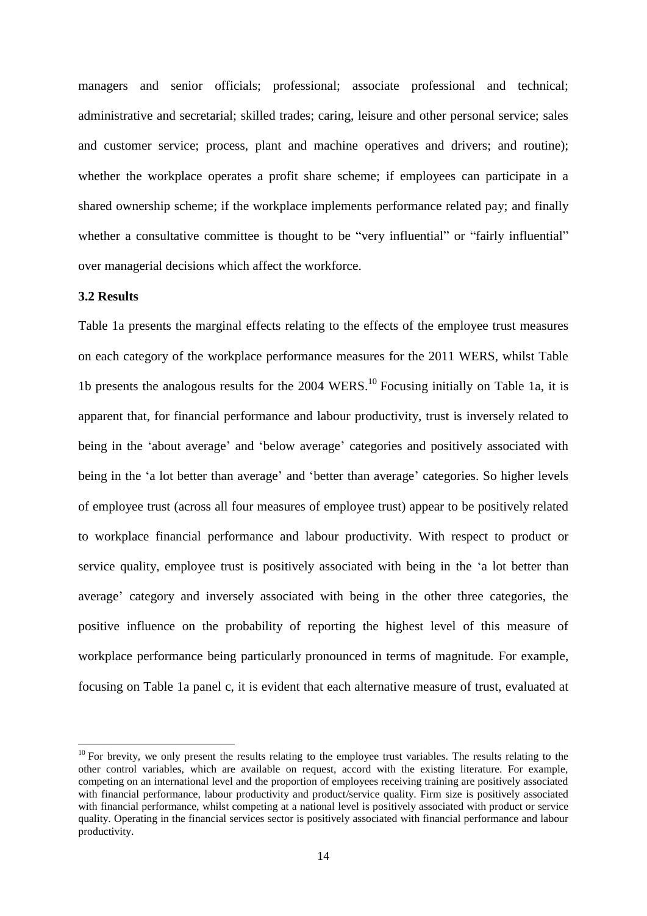managers and senior officials; professional; associate professional and technical; administrative and secretarial; skilled trades; caring, leisure and other personal service; sales and customer service; process, plant and machine operatives and drivers; and routine); whether the workplace operates a profit share scheme; if employees can participate in a shared ownership scheme; if the workplace implements performance related pay; and finally whether a consultative committee is thought to be "very influential" or "fairly influential" over managerial decisions which affect the workforce.

### 3.2 Results

Table 1a presents the marginal effects relating to the effects of the employee trust measures on each category of the workplace performance measures for the 2011 WERS, whilst Table 1b presents the analogous results for the 2004 WERS.[10] Focusing initially on Table 1a, it is apparent that, for financial performance and labour productivity, trust is inversely related to being in the 'about average' and 'below average' categories and positively associated with being in the 'a lot better than average' and 'better than average' categories. So higher levels of employee trust (across all four measures of employee trust) appear to be positively related to workplace financial performance and labour productivity. With respect to product or service quality, employee trust is positively associated with being in the 'a lot better than average' category and inversely associated with being in the other three categories, the positive influence on the probability of reporting the highest level of this measure of workplace performance being particularly pronounced in terms of magnitude. For example, focusing on Table 1a panel c, it is evident that each alternative measure of trust, evaluated at

[10] For brevity, we only present the results relating to the employee trust variables. The results relating to the other control variables, which are available on request, accord with the existing literature. For example, competing on an international level and the proportion of employees receiving training are positively associated with financial performance, labour productivity and product/service quality. Firm size is positively associated with financial performance, whilst competing at a national level is positively associated with product or service quality. Operating in the financial services sector is positively associated with financial performance and labour productivity.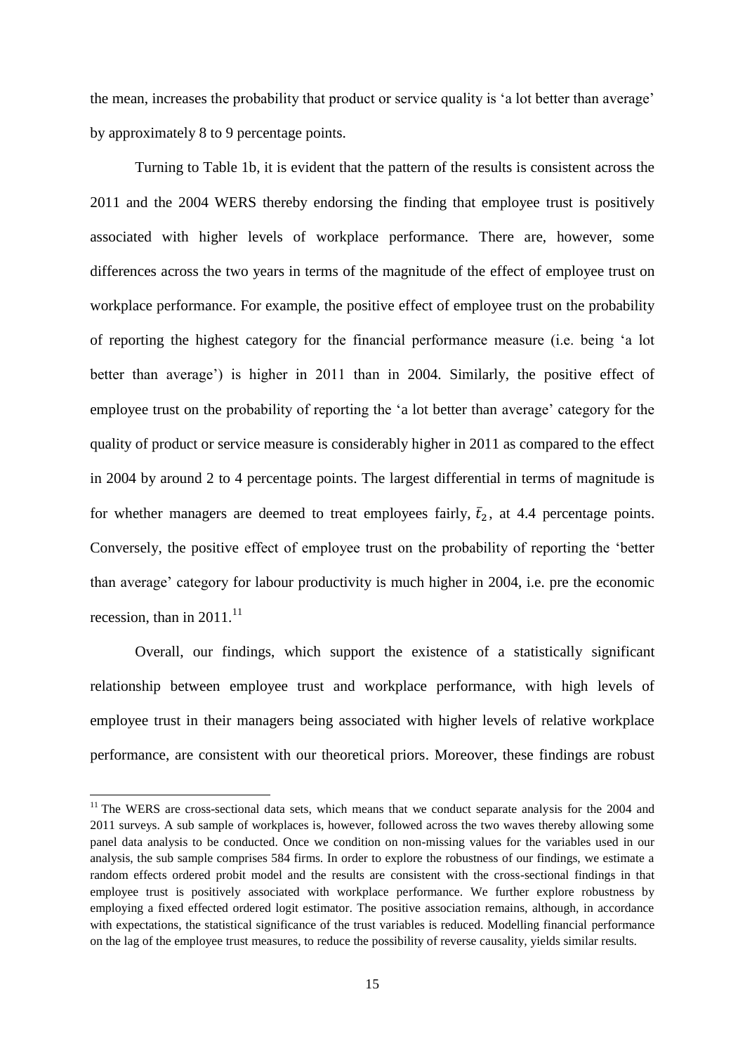the mean, increases the probability that product or service quality is 'a lot better than average' by approximately 8 to 9 percentage points.

Turning to Table 1b, it is evident that the pattern of the results is consistent across the 2011 and the 2004 WERS thereby endorsing the finding that employee trust is positively associated with higher levels of workplace performance. There are, however, some differences across the two years in terms of the magnitude of the effect of employee trust on workplace performance. For example, the positive effect of employee trust on the probability of reporting the highest category for the financial performance measure (i.e. being 'a lot better than average') is higher in 2011 than in 2004. Similarly, the positive effect of employee trust on the probability of reporting the 'a lot better than average' category for the quality of product or service measure is considerably higher in 2011 as compared to the effect in 2004 by around 2 to 4 percentage points. The largest differential in terms of magnitude is for whether managers are deemed to treat employees fairly, $\bar{t}_2$, at 4.4 percentage points. Conversely, the positive effect of employee trust on the probability of reporting the 'better than average' category for labour productivity is much higher in 2004, i.e. pre the economic recession, than in 2011.[11]

Overall, our findings, which support the existence of a statistically significant relationship between employee trust and workplace performance, with high levels of employee trust in their managers being associated with higher levels of relative workplace performance, are consistent with our theoretical priors. Moreover, these findings are robust

[11] The WERS are cross-sectional data sets, which means that we conduct separate analysis for the 2004 and 2011 surveys. A sub sample of workplaces is, however, followed across the two waves thereby allowing some panel data analysis to be conducted. Once we condition on non-missing values for the variables used in our analysis, the sub sample comprises 584 firms. In order to explore the robustness of our findings, we estimate a random effects ordered probit model and the results are consistent with the cross-sectional findings in that employee trust is positively associated with workplace performance. We further explore robustness by employing a fixed effected ordered logit estimator. The positive association remains, although, in accordance with expectations, the statistical significance of the trust variables is reduced. Modelling financial performance on the lag of the employee trust measures, to reduce the possibility of reverse causality, yields similar results.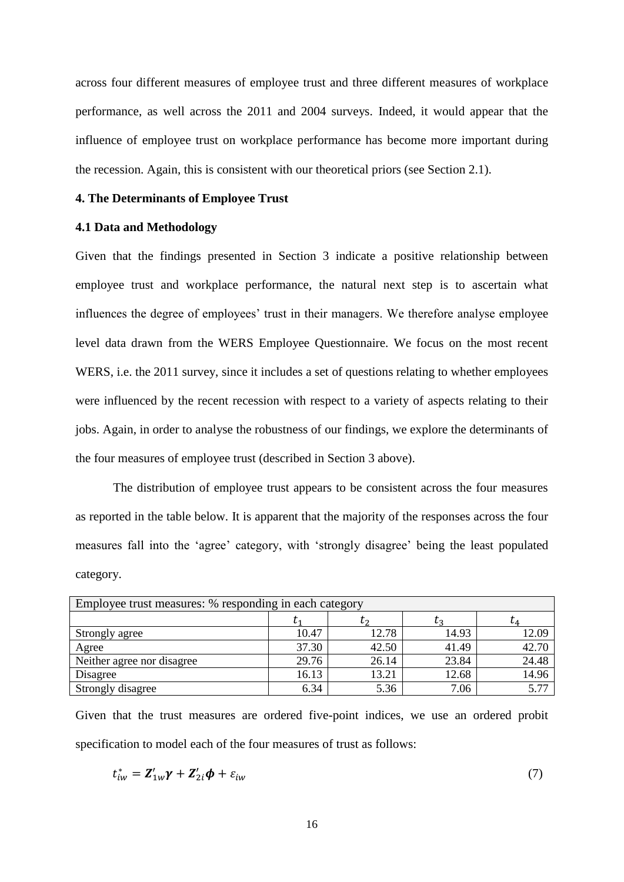across four different measures of employee trust and three different measures of workplace performance, as well across the 2011 and 2004 surveys. Indeed, it would appear that the influence of employee trust on workplace performance has become more important during the recession. Again, this is consistent with our theoretical priors (see Section 2.1).

## 4. The Determinants of Employee Trust

### 4.1 Data and Methodology

Given that the findings presented in Section 3 indicate a positive relationship between employee trust and workplace performance, the natural next step is to ascertain what influences the degree of employees' trust in their managers. We therefore analyse employee level data drawn from the WERS Employee Questionnaire. We focus on the most recent WERS, i.e. the 2011 survey, since it includes a set of questions relating to whether employees were influenced by the recent recession with respect to a variety of aspects relating to their jobs. Again, in order to analyse the robustness of our findings, we explore the determinants of the four measures of employee trust (described in Section 3 above).

The distribution of employee trust appears to be consistent across the four measures as reported in the table below. It is apparent that the majority of the responses across the four measures fall into the 'agree' category, with 'strongly disagree' being the least populated category.

| Employee trust measures: % responding in each category | | | | |
|---|---|---|---|---|
| | $t_1$ | $t_2$ | $t_3$ | $t_4$ |
| Strongly agree | 10.47 | 12.78 | 14.93 | 12.09 |
| Agree | 37.30 | 42.50 | 41.49 | 42.70 |
| Neither agree nor disagree | 29.76 | 26.14 | 23.84 | 24.48 |
| Disagree | 16.13 | 13.21 | 12.68 | 14.96 |
| Strongly disagree | 6.34 | 5.36 | 7.06 | 5.77 |

Given that the trust measures are ordered five-point indices, we use an ordered probit specification to model each of the four measures of trust as follows:

$$t_{iw}^{*} = \boldsymbol{Z}_{1w}'\boldsymbol{\gamma} + \boldsymbol{Z}_{2i}'\boldsymbol{\phi} + \varepsilon_{iw} \tag{7}$$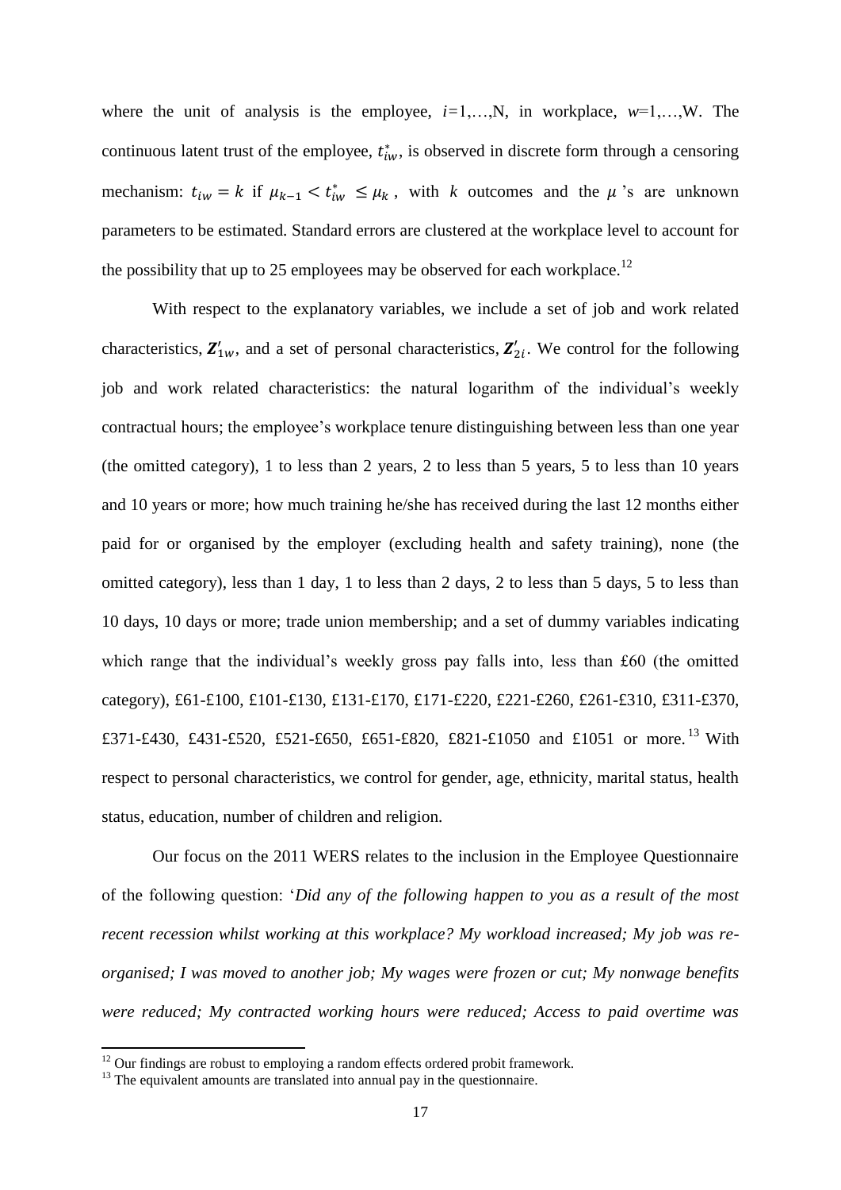where the unit of analysis is the employee, $i$=1,…,N, in workplace, $w$=1,…,W. The continuous latent trust of the employee, $t_{iw}^{*}$, is observed in discrete form through a censoring mechanism: $t_{iw} = k$ if $\mu_{k-1} < t_{iw}^{*} \leq \mu_{k}$, with $k$ outcomes and the $\mu$'s are unknown parameters to be estimated. Standard errors are clustered at the workplace level to account for the possibility that up to 25 employees may be observed for each workplace.[12]

With respect to the explanatory variables, we include a set of job and work related characteristics, $\boldsymbol{Z}_{1w}'$, and a set of personal characteristics, $\boldsymbol{Z}_{2i}'$. We control for the following job and work related characteristics: the natural logarithm of the individual's weekly contractual hours; the employee's workplace tenure distinguishing between less than one year (the omitted category), 1 to less than 2 years, 2 to less than 5 years, 5 to less than 10 years and 10 years or more; how much training he/she has received during the last 12 months either paid for or organised by the employer (excluding health and safety training), none (the omitted category), less than 1 day, 1 to less than 2 days, 2 to less than 5 days, 5 to less than 10 days, 10 days or more; trade union membership; and a set of dummy variables indicating which range that the individual's weekly gross pay falls into, less than £60 (the omitted category), £61-£100, £101-£130, £131-£170, £171-£220, £221-£260, £261-£310, £311-£370, £371-£430, £431-£520, £521-£650, £651-£820, £821-£1050 and £1051 or more.[13] With respect to personal characteristics, we control for gender, age, ethnicity, marital status, health status, education, number of children and religion.

Our focus on the 2011 WERS relates to the inclusion in the Employee Questionnaire of the following question: '*Did any of the following happen to you as a result of the most recent recession whilst working at this workplace? My workload increased; My job was re-organised; I was moved to another job; My wages were frozen or cut; My nonwage benefits were reduced; My contracted working hours were reduced; Access to paid overtime was*

[12] Our findings are robust to employing a random effects ordered probit framework.

[13] The equivalent amounts are translated into annual pay in the questionnaire.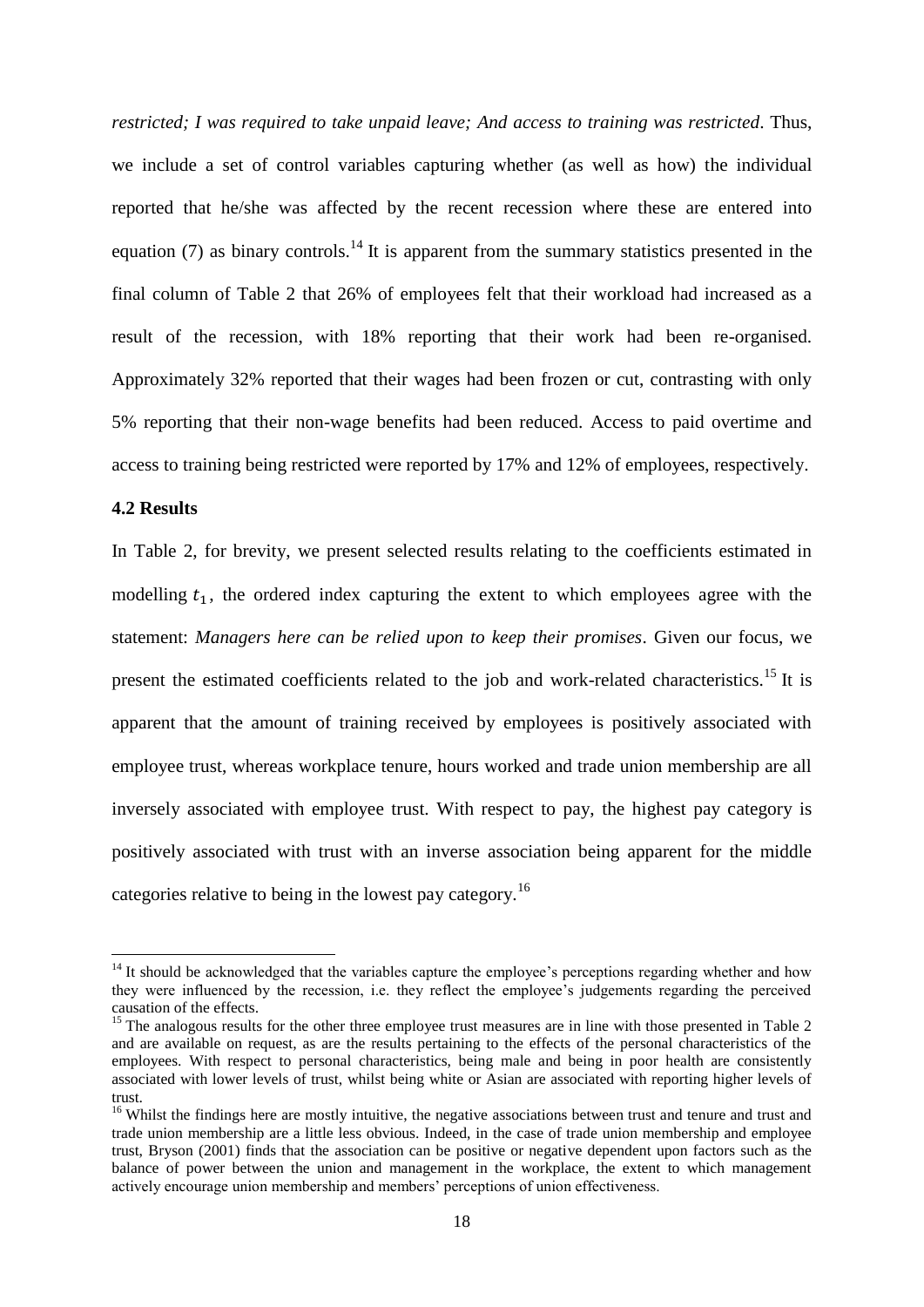*restricted; I was required to take unpaid leave; And access to training was restricted*. Thus, we include a set of control variables capturing whether (as well as how) the individual reported that he/she was affected by the recent recession where these are entered into equation (7) as binary controls.[14] It is apparent from the summary statistics presented in the final column of Table 2 that 26% of employees felt that their workload had increased as a result of the recession, with 18% reporting that their work had been re-organised. Approximately 32% reported that their wages had been frozen or cut, contrasting with only 5% reporting that their non-wage benefits had been reduced. Access to paid overtime and access to training being restricted were reported by 17% and 12% of employees, respectively.

### 4.2 Results

In Table 2, for brevity, we present selected results relating to the coefficients estimated in modelling $t_1$, the ordered index capturing the extent to which employees agree with the statement: *Managers here can be relied upon to keep their promises*. Given our focus, we present the estimated coefficients related to the job and work-related characteristics.[15] It is apparent that the amount of training received by employees is positively associated with employee trust, whereas workplace tenure, hours worked and trade union membership are all inversely associated with employee trust. With respect to pay, the highest pay category is positively associated with trust with an inverse association being apparent for the middle categories relative to being in the lowest pay category.[16]

---

[14] It should be acknowledged that the variables capture the employee's perceptions regarding whether and how they were influenced by the recession, i.e. they reflect the employee's judgements regarding the perceived causation of the effects.

[15] The analogous results for the other three employee trust measures are in line with those presented in Table 2 and are available on request, as are the results pertaining to the effects of the personal characteristics of the employees. With respect to personal characteristics, being male and being in poor health are consistently associated with lower levels of trust, whilst being white or Asian are associated with reporting higher levels of trust.

[16] Whilst the findings here are mostly intuitive, the negative associations between trust and tenure and trust and trade union membership are a little less obvious. Indeed, in the case of trade union membership and employee trust, Bryson (2001) finds that the association can be positive or negative dependent upon factors such as the balance of power between the union and management in the workplace, the extent to which management actively encourage union membership and members' perceptions of union effectiveness.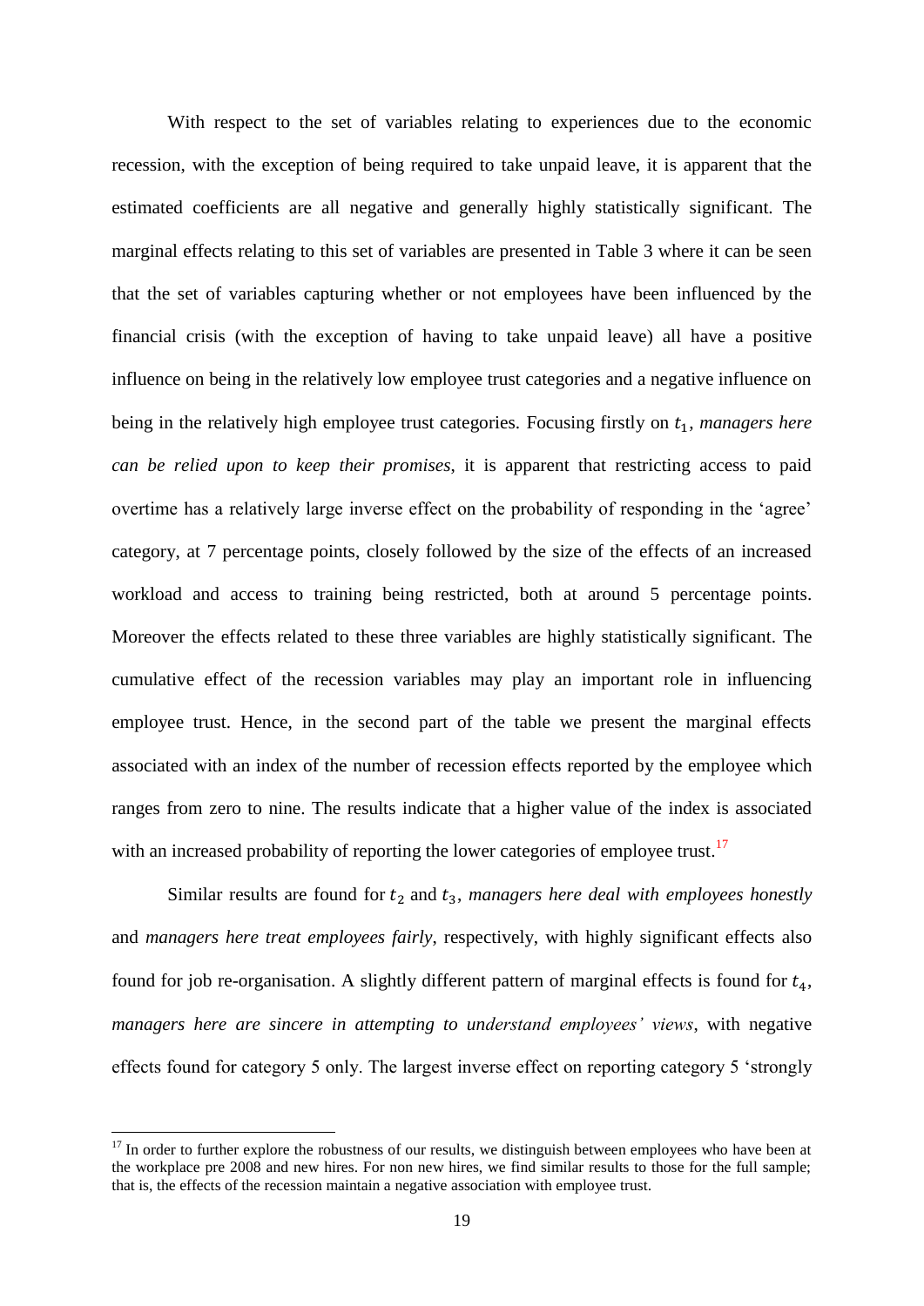With respect to the set of variables relating to experiences due to the economic recession, with the exception of being required to take unpaid leave, it is apparent that the estimated coefficients are all negative and generally highly statistically significant. The marginal effects relating to this set of variables are presented in Table 3 where it can be seen that the set of variables capturing whether or not employees have been influenced by the financial crisis (with the exception of having to take unpaid leave) all have a positive influence on being in the relatively low employee trust categories and a negative influence on being in the relatively high employee trust categories. Focusing firstly on $t_1$, *managers here can be relied upon to keep their promises*, it is apparent that restricting access to paid overtime has a relatively large inverse effect on the probability of responding in the 'agree' category, at 7 percentage points, closely followed by the size of the effects of an increased workload and access to training being restricted, both at around 5 percentage points. Moreover the effects related to these three variables are highly statistically significant. The cumulative effect of the recession variables may play an important role in influencing employee trust. Hence, in the second part of the table we present the marginal effects associated with an index of the number of recession effects reported by the employee which ranges from zero to nine. The results indicate that a higher value of the index is associated with an increased probability of reporting the lower categories of employee trust.[17]

Similar results are found for $t_2$ and $t_3$, *managers here deal with employees honestly* and *managers here treat employees fairly*, respectively, with highly significant effects also found for job re-organisation. A slightly different pattern of marginal effects is found for $t_4$, *managers here are sincere in attempting to understand employees' views*, with negative effects found for category 5 only. The largest inverse effect on reporting category 5 'strongly

[17] In order to further explore the robustness of our results, we distinguish between employees who have been at the workplace pre 2008 and new hires. For non new hires, we find similar results to those for the full sample; that is, the effects of the recession maintain a negative association with employee trust.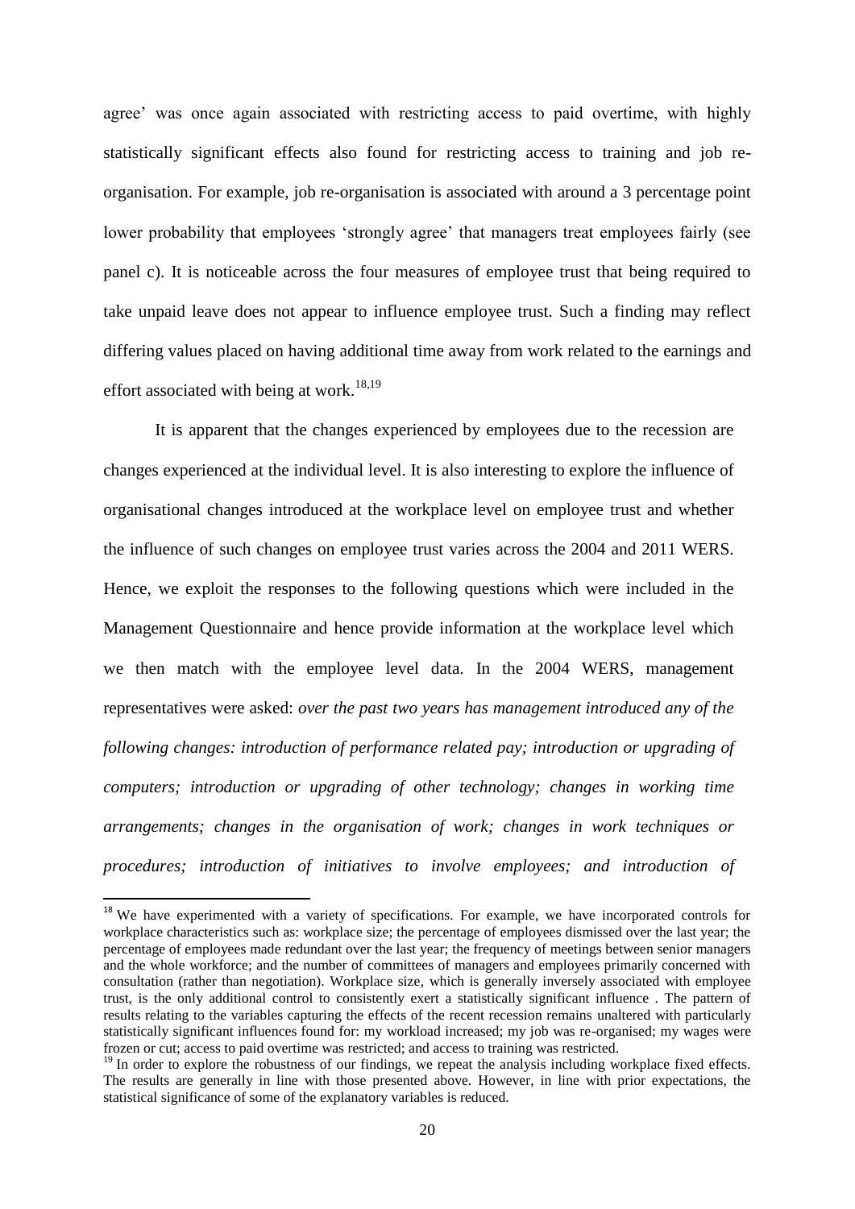agree' was once again associated with restricting access to paid overtime, with highly statistically significant effects also found for restricting access to training and job re-organisation. For example, job re-organisation is associated with around a 3 percentage point lower probability that employees 'strongly agree' that managers treat employees fairly (see panel c). It is noticeable across the four measures of employee trust that being required to take unpaid leave does not appear to influence employee trust. Such a finding may reflect differing values placed on having additional time away from work related to the earnings and effort associated with being at work.[18,19]

It is apparent that the changes experienced by employees due to the recession are changes experienced at the individual level. It is also interesting to explore the influence of organisational changes introduced at the workplace level on employee trust and whether the influence of such changes on employee trust varies across the 2004 and 2011 WERS. Hence, we exploit the responses to the following questions which were included in the Management Questionnaire and hence provide information at the workplace level which we then match with the employee level data. In the 2004 WERS, management representatives were asked: *over the past two years has management introduced any of the following changes: introduction of performance related pay; introduction or upgrading of computers; introduction or upgrading of other technology; changes in working time arrangements; changes in the organisation of work; changes in work techniques or procedures; introduction of initiatives to involve employees; and introduction of*

---

[18] We have experimented with a variety of specifications. For example, we have incorporated controls for workplace characteristics such as: workplace size; the percentage of employees dismissed over the last year; the percentage of employees made redundant over the last year; the frequency of meetings between senior managers and the whole workforce; and the number of committees of managers and employees primarily concerned with consultation (rather than negotiation). Workplace size, which is generally inversely associated with employee trust, is the only additional control to consistently exert a statistically significant influence . The pattern of results relating to the variables capturing the effects of the recent recession remains unaltered with particularly statistically significant influences found for: my workload increased; my job was re-organised; my wages were frozen or cut; access to paid overtime was restricted; and access to training was restricted.

[19] In order to explore the robustness of our findings, we repeat the analysis including workplace fixed effects. The results are generally in line with those presented above. However, in line with prior expectations, the statistical significance of some of the explanatory variables is reduced.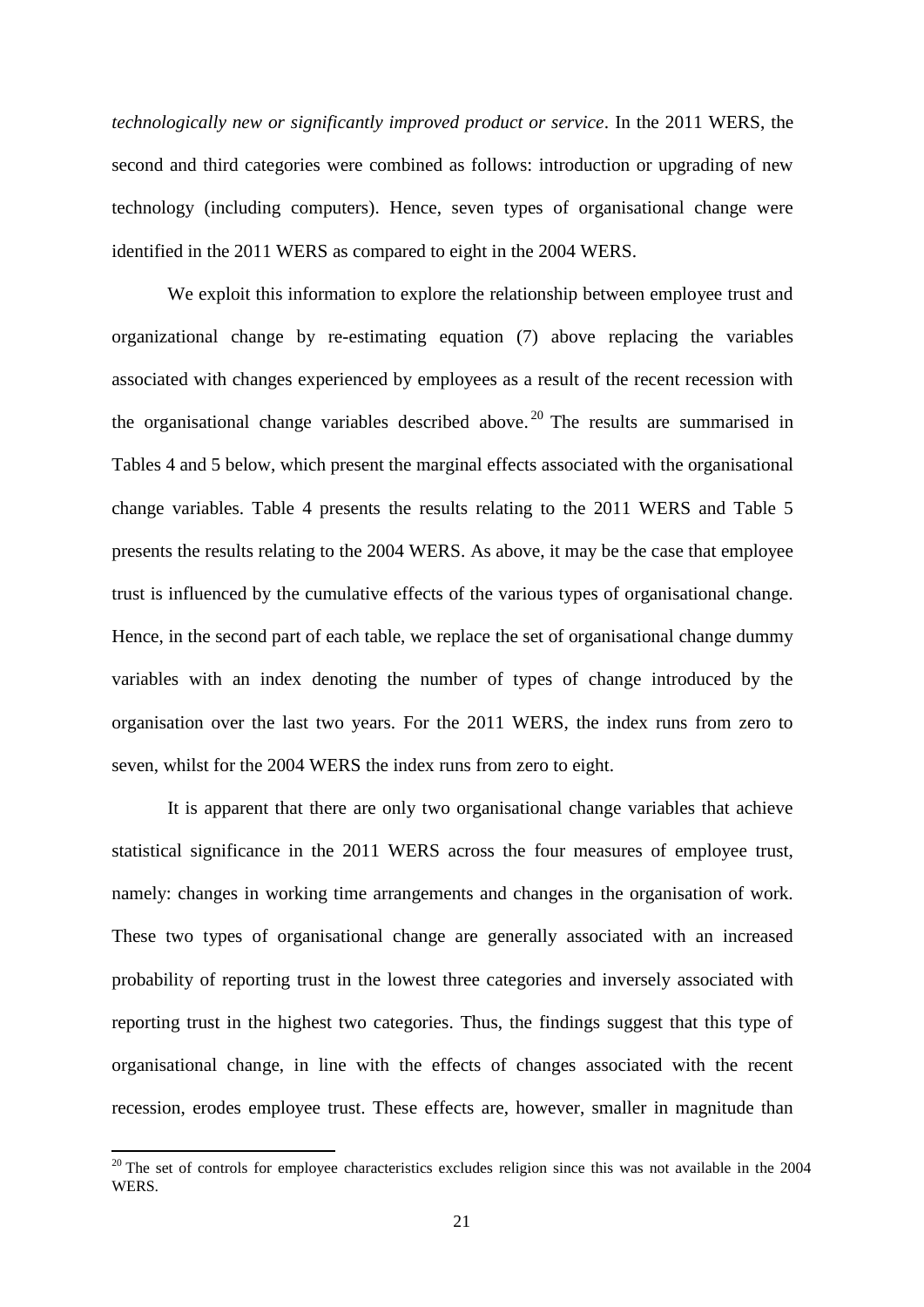*technologically new or significantly improved product or service*. In the 2011 WERS, the second and third categories were combined as follows: introduction or upgrading of new technology (including computers). Hence, seven types of organisational change were identified in the 2011 WERS as compared to eight in the 2004 WERS.

We exploit this information to explore the relationship between employee trust and organizational change by re-estimating equation (7) above replacing the variables associated with changes experienced by employees as a result of the recent recession with the organisational change variables described above.[20] The results are summarised in Tables 4 and 5 below, which present the marginal effects associated with the organisational change variables. Table 4 presents the results relating to the 2011 WERS and Table 5 presents the results relating to the 2004 WERS. As above, it may be the case that employee trust is influenced by the cumulative effects of the various types of organisational change. Hence, in the second part of each table, we replace the set of organisational change dummy variables with an index denoting the number of types of change introduced by the organisation over the last two years. For the 2011 WERS, the index runs from zero to seven, whilst for the 2004 WERS the index runs from zero to eight.

It is apparent that there are only two organisational change variables that achieve statistical significance in the 2011 WERS across the four measures of employee trust, namely: changes in working time arrangements and changes in the organisation of work. These two types of organisational change are generally associated with an increased probability of reporting trust in the lowest three categories and inversely associated with reporting trust in the highest two categories. Thus, the findings suggest that this type of organisational change, in line with the effects of changes associated with the recent recession, erodes employee trust. These effects are, however, smaller in magnitude than

[20] The set of controls for employee characteristics excludes religion since this was not available in the 2004 WERS.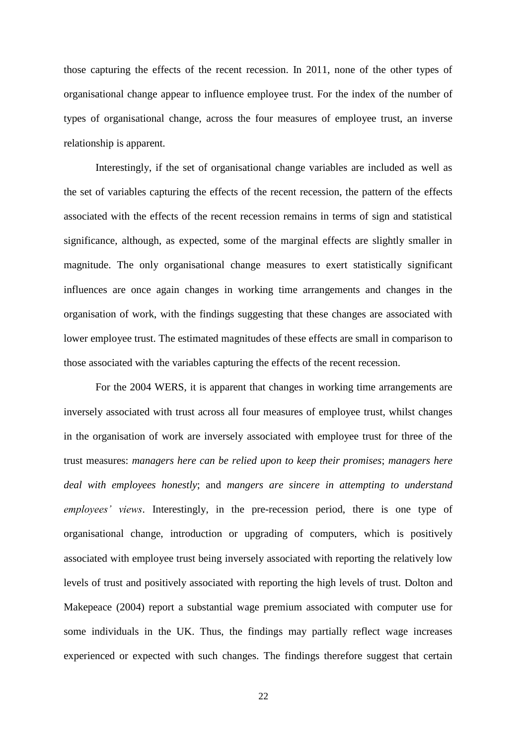those capturing the effects of the recent recession. In 2011, none of the other types of organisational change appear to influence employee trust. For the index of the number of types of organisational change, across the four measures of employee trust, an inverse relationship is apparent.

Interestingly, if the set of organisational change variables are included as well as the set of variables capturing the effects of the recent recession, the pattern of the effects associated with the effects of the recent recession remains in terms of sign and statistical significance, although, as expected, some of the marginal effects are slightly smaller in magnitude. The only organisational change measures to exert statistically significant influences are once again changes in working time arrangements and changes in the organisation of work, with the findings suggesting that these changes are associated with lower employee trust. The estimated magnitudes of these effects are small in comparison to those associated with the variables capturing the effects of the recent recession.

For the 2004 WERS, it is apparent that changes in working time arrangements are inversely associated with trust across all four measures of employee trust, whilst changes in the organisation of work are inversely associated with employee trust for three of the trust measures: *managers here can be relied upon to keep their promises*; *managers here deal with employees honestly*; and *mangers are sincere in attempting to understand employees' views*. Interestingly, in the pre-recession period, there is one type of organisational change, introduction or upgrading of computers, which is positively associated with employee trust being inversely associated with reporting the relatively low levels of trust and positively associated with reporting the high levels of trust. Dolton and Makepeace (2004) report a substantial wage premium associated with computer use for some individuals in the UK. Thus, the findings may partially reflect wage increases experienced or expected with such changes. The findings therefore suggest that certain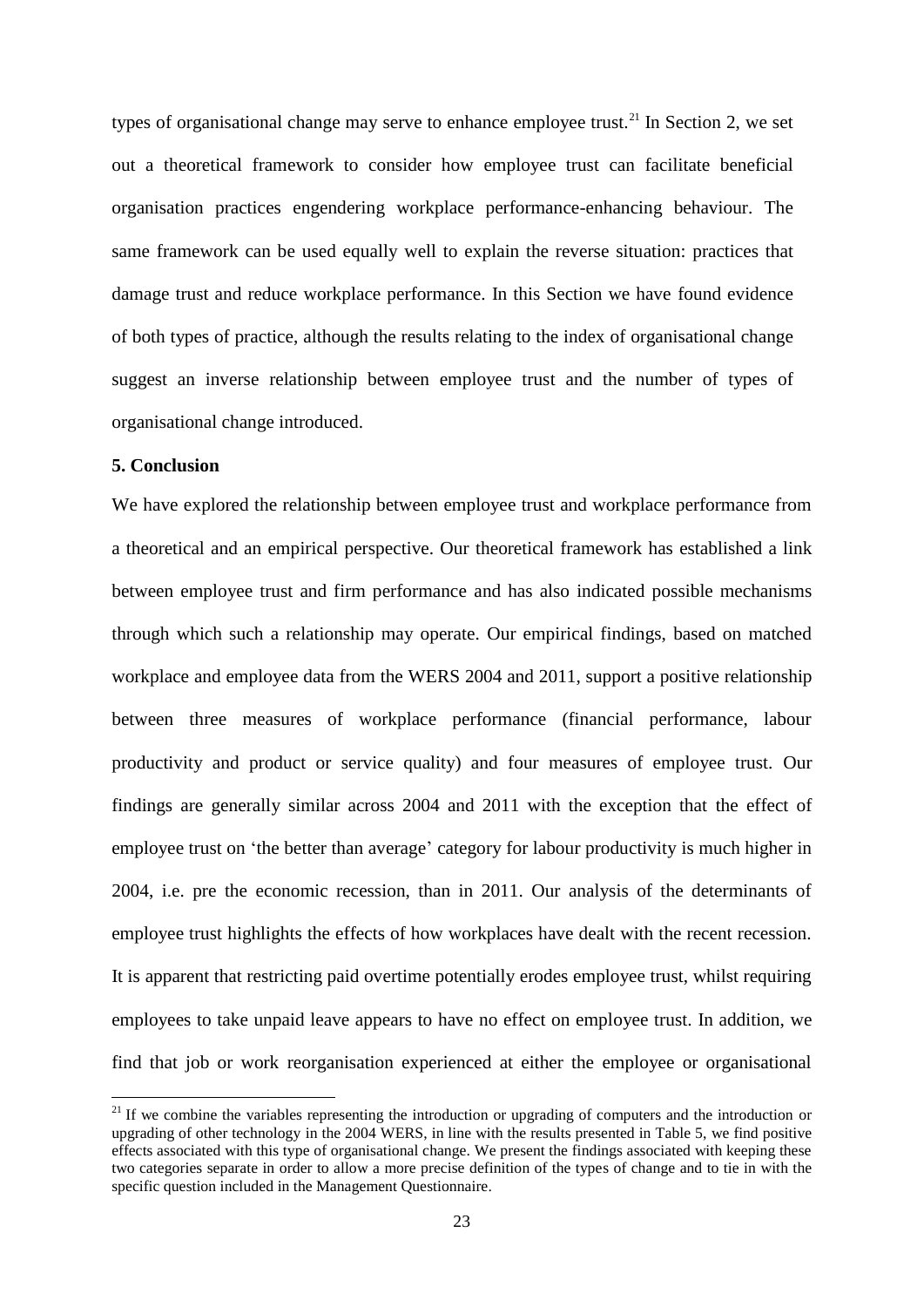types of organisational change may serve to enhance employee trust.[21] In Section 2, we set out a theoretical framework to consider how employee trust can facilitate beneficial organisation practices engendering workplace performance-enhancing behaviour. The same framework can be used equally well to explain the reverse situation: practices that damage trust and reduce workplace performance. In this Section we have found evidence of both types of practice, although the results relating to the index of organisational change suggest an inverse relationship between employee trust and the number of types of organisational change introduced.

## 5. Conclusion

We have explored the relationship between employee trust and workplace performance from a theoretical and an empirical perspective. Our theoretical framework has established a link between employee trust and firm performance and has also indicated possible mechanisms through which such a relationship may operate. Our empirical findings, based on matched workplace and employee data from the WERS 2004 and 2011, support a positive relationship between three measures of workplace performance (financial performance, labour productivity and product or service quality) and four measures of employee trust. Our findings are generally similar across 2004 and 2011 with the exception that the effect of employee trust on 'the better than average' category for labour productivity is much higher in 2004, i.e. pre the economic recession, than in 2011. Our analysis of the determinants of employee trust highlights the effects of how workplaces have dealt with the recent recession. It is apparent that restricting paid overtime potentially erodes employee trust, whilst requiring employees to take unpaid leave appears to have no effect on employee trust. In addition, we find that job or work reorganisation experienced at either the employee or organisational

---

[21] If we combine the variables representing the introduction or upgrading of computers and the introduction or upgrading of other technology in the 2004 WERS, in line with the results presented in Table 5, we find positive effects associated with this type of organisational change. We present the findings associated with keeping these two categories separate in order to allow a more precise definition of the types of change and to tie in with the specific question included in the Management Questionnaire.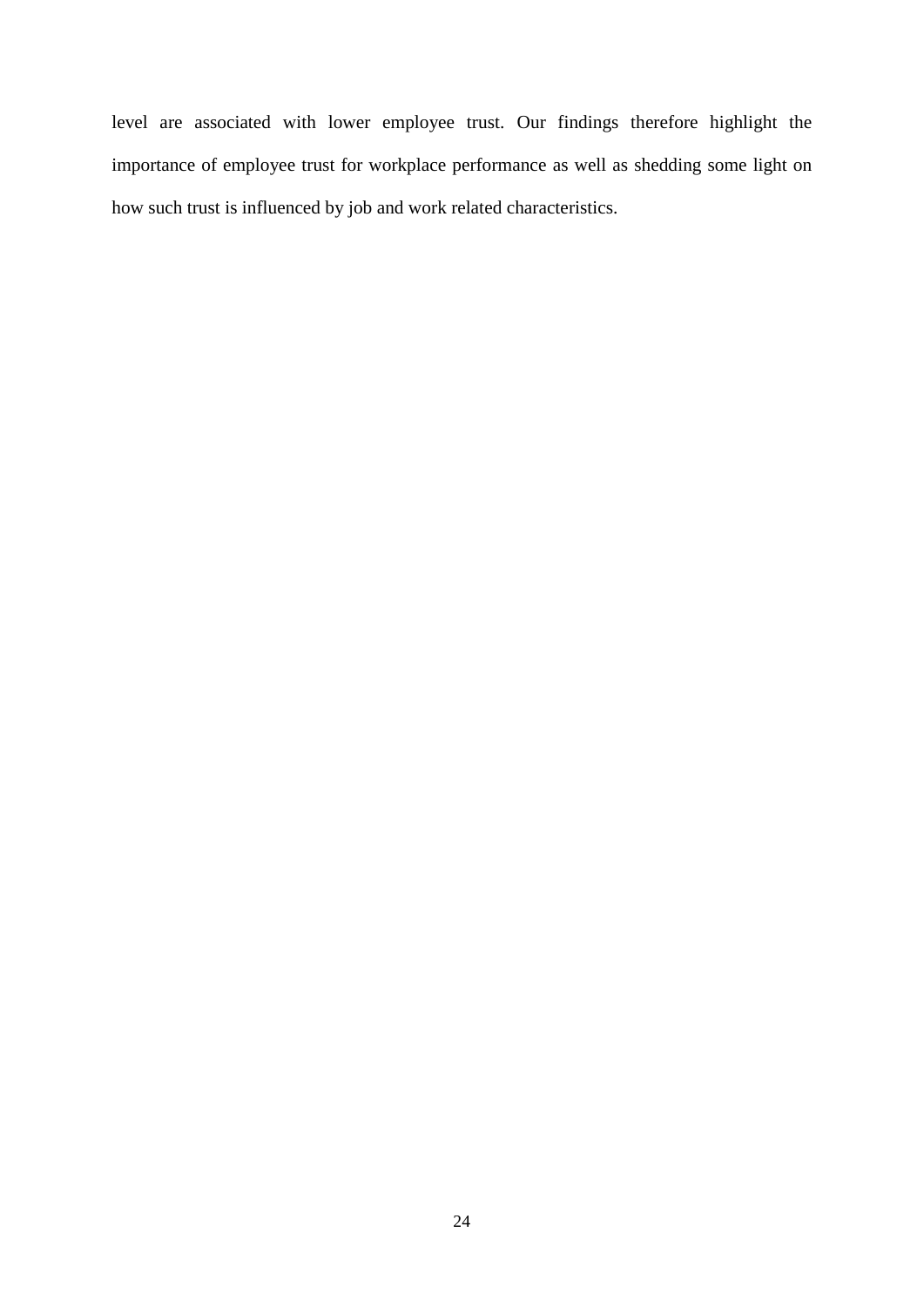level are associated with lower employee trust. Our findings therefore highlight the importance of employee trust for workplace performance as well as shedding some light on how such trust is influenced by job and work related characteristics.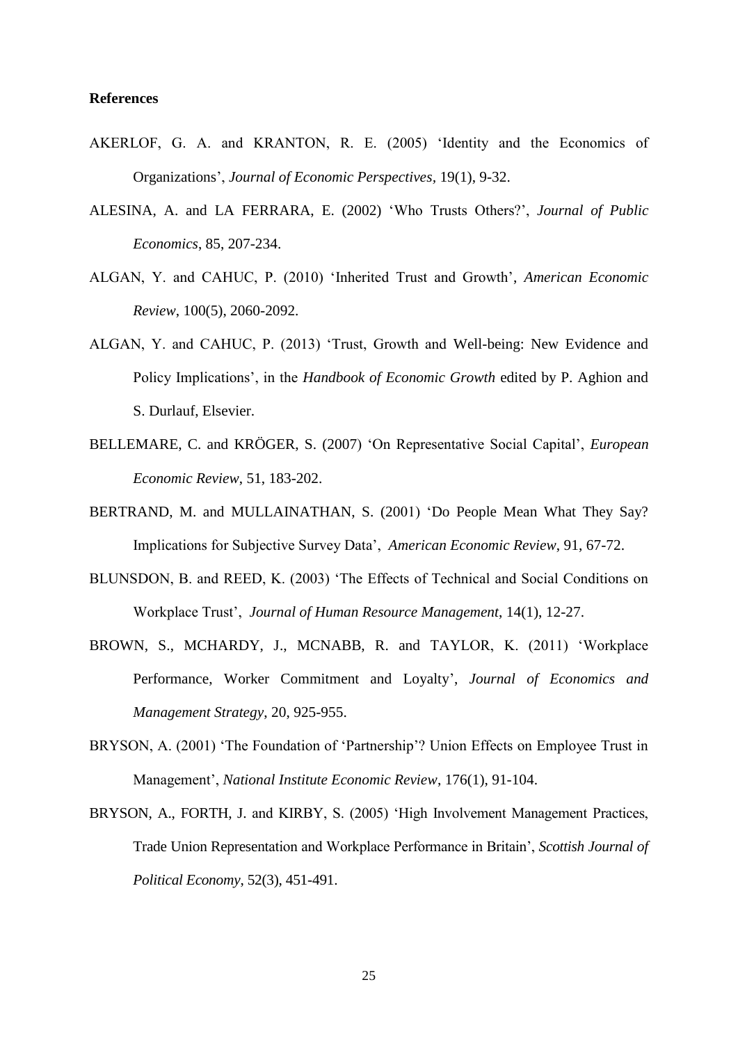**References**

AKERLOF, G. A. and KRANTON, R. E. (2005) 'Identity and the Economics of Organizations', *Journal of Economic Perspectives*, 19(1), 9-32.

ALESINA, A. and LA FERRARA, E. (2002) 'Who Trusts Others?', *Journal of Public Economics*, 85, 207-234.

ALGAN, Y. and CAHUC, P. (2010) 'Inherited Trust and Growth', *American Economic Review*, 100(5), 2060-2092.

ALGAN, Y. and CAHUC, P. (2013) 'Trust, Growth and Well-being: New Evidence and Policy Implications', in the *Handbook of Economic Growth* edited by P. Aghion and S. Durlauf, Elsevier.

BELLEMARE, C. and KRÖGER, S. (2007) 'On Representative Social Capital', *European Economic Review*, 51, 183-202.

BERTRAND, M. and MULLAINATHAN, S. (2001) 'Do People Mean What They Say? Implications for Subjective Survey Data', *American Economic Review*, 91, 67-72.

BLUNSDON, B. and REED, K. (2003) 'The Effects of Technical and Social Conditions on Workplace Trust', *Journal of Human Resource Management*, 14(1), 12-27.

BROWN, S., MCHARDY, J., MCNABB, R. and TAYLOR, K. (2011) 'Workplace Performance, Worker Commitment and Loyalty', *Journal of Economics and Management Strategy*, 20, 925-955.

BRYSON, A. (2001) 'The Foundation of 'Partnership'? Union Effects on Employee Trust in Management', *National Institute Economic Review*, 176(1), 91-104.

BRYSON, A., FORTH, J. and KIRBY, S. (2005) 'High Involvement Management Practices, Trade Union Representation and Workplace Performance in Britain', *Scottish Journal of Political Economy*, 52(3), 451-491.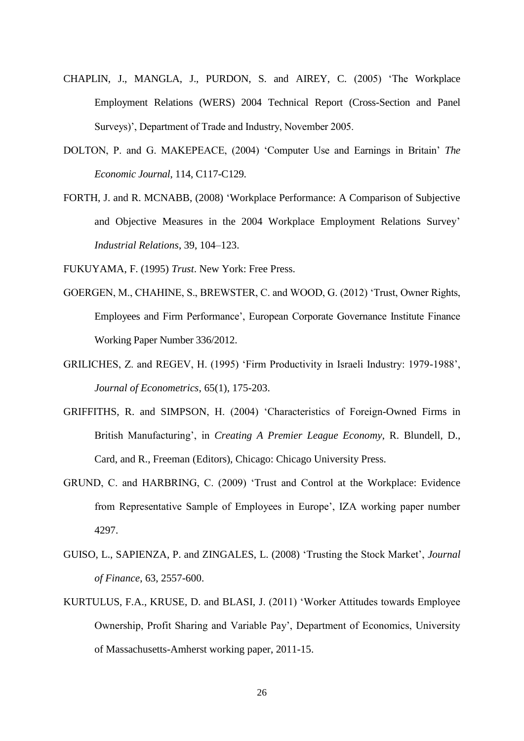CHAPLIN, J., MANGLA, J., PURDON, S. and AIREY, C. (2005) 'The Workplace Employment Relations (WERS) 2004 Technical Report (Cross-Section and Panel Surveys)', Department of Trade and Industry, November 2005.

DOLTON, P. and G. MAKEPEACE, (2004) 'Computer Use and Earnings in Britain' *The Economic Journal*, 114, C117-C129.

FORTH, J. and R. MCNABB, (2008) 'Workplace Performance: A Comparison of Subjective and Objective Measures in the 2004 Workplace Employment Relations Survey' *Industrial Relations*, 39, 104–123.

FUKUYAMA, F. (1995) *Trust*. New York: Free Press.

GOERGEN, M., CHAHINE, S., BREWSTER, C. and WOOD, G. (2012) 'Trust, Owner Rights, Employees and Firm Performance', European Corporate Governance Institute Finance Working Paper Number 336/2012.

GRILICHES, Z. and REGEV, H. (1995) 'Firm Productivity in Israeli Industry: 1979-1988', *Journal of Econometrics*, 65(1), 175-203.

GRIFFITHS, R. and SIMPSON, H. (2004) 'Characteristics of Foreign-Owned Firms in British Manufacturing', in *Creating A Premier League Economy*, R. Blundell, D., Card, and R., Freeman (Editors), Chicago: Chicago University Press.

GRUND, C. and HARBRING, C. (2009) 'Trust and Control at the Workplace: Evidence from Representative Sample of Employees in Europe', IZA working paper number 4297.

GUISO, L., SAPIENZA, P. and ZINGALES, L. (2008) 'Trusting the Stock Market', *Journal of Finance*, 63, 2557-600.

KURTULUS, F.A., KRUSE, D. and BLASI, J. (2011) 'Worker Attitudes towards Employee Ownership, Profit Sharing and Variable Pay', Department of Economics, University of Massachusetts-Amherst working paper, 2011-15.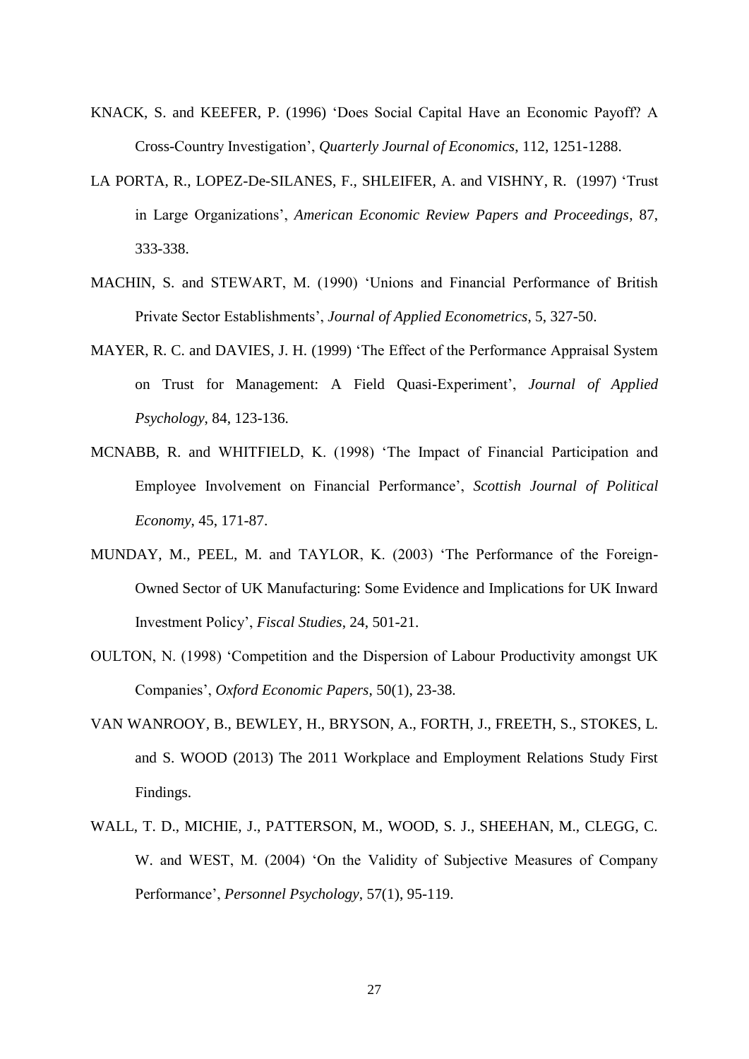KNACK, S. and KEEFER, P. (1996) 'Does Social Capital Have an Economic Payoff? A Cross-Country Investigation', *Quarterly Journal of Economics*, 112, 1251-1288.

LA PORTA, R., LOPEZ-De-SILANES, F., SHLEIFER, A. and VISHNY, R. (1997) 'Trust in Large Organizations', *American Economic Review Papers and Proceedings*, 87, 333-338.

MACHIN, S. and STEWART, M. (1990) 'Unions and Financial Performance of British Private Sector Establishments', *Journal of Applied Econometrics*, 5, 327-50.

MAYER, R. C. and DAVIES, J. H. (1999) 'The Effect of the Performance Appraisal System on Trust for Management: A Field Quasi-Experiment', *Journal of Applied Psychology*, 84, 123-136.

MCNABB, R. and WHITFIELD, K. (1998) 'The Impact of Financial Participation and Employee Involvement on Financial Performance', *Scottish Journal of Political Economy*, 45, 171-87.

MUNDAY, M., PEEL, M. and TAYLOR, K. (2003) 'The Performance of the Foreign-Owned Sector of UK Manufacturing: Some Evidence and Implications for UK Inward Investment Policy', *Fiscal Studies*, 24, 501-21.

OULTON, N. (1998) 'Competition and the Dispersion of Labour Productivity amongst UK Companies', *Oxford Economic Papers*, 50(1), 23-38.

VAN WANROOY, B., BEWLEY, H., BRYSON, A., FORTH, J., FREETH, S., STOKES, L. and S. WOOD (2013) The 2011 Workplace and Employment Relations Study First Findings.

WALL, T. D., MICHIE, J., PATTERSON, M., WOOD, S. J., SHEEHAN, M., CLEGG, C. W. and WEST, M. (2004) 'On the Validity of Subjective Measures of Company Performance', *Personnel Psychology*, 57(1), 95-119.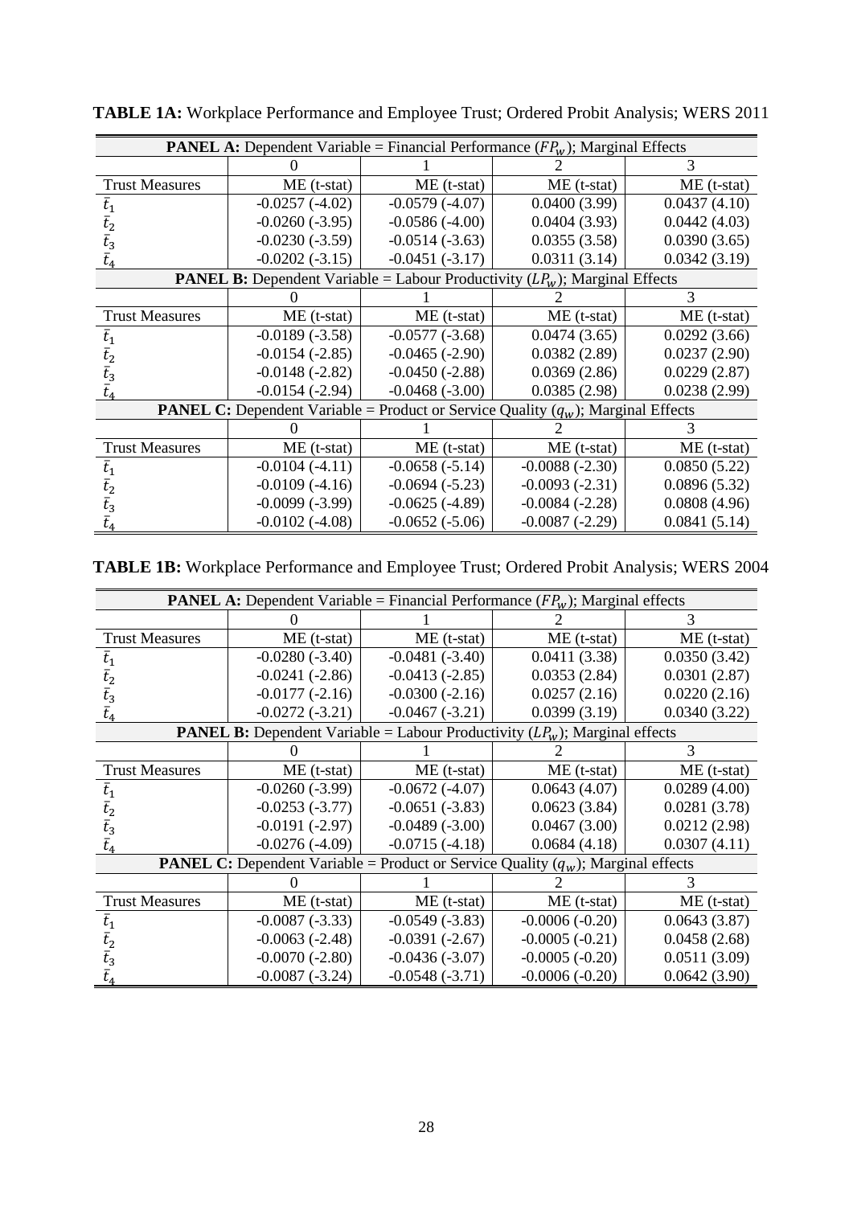**TABLE 1A:** Workplace Performance and Employee Trust; Ordered Probit Analysis; WERS 2011

| **PANEL A:** Dependent Variable = Financial Performance ($FP_w$); Marginal Effects | | | | |
|---|---|---|---|---|
| | 0 | 1 | 2 | 3 |
| Trust Measures | ME (t-stat) | ME (t-stat) | ME (t-stat) | ME (t-stat) |
| $\bar{t}_1$ | -0.0257 (-4.02) | -0.0579 (-4.07) | 0.0400 (3.99) | 0.0437 (4.10) |
| $\bar{t}_2$ | -0.0260 (-3.95) | -0.0586 (-4.00) | 0.0404 (3.93) | 0.0442 (4.03) |
| $\bar{t}_3$ | -0.0230 (-3.59) | -0.0514 (-3.63) | 0.0355 (3.58) | 0.0390 (3.65) |
| $\bar{t}_4$ | -0.0202 (-3.15) | -0.0451 (-3.17) | 0.0311 (3.14) | 0.0342 (3.19) |
| **PANEL B:** Dependent Variable = Labour Productivity ($LP_w$); Marginal Effects | | | | |
| | 0 | 1 | 2 | 3 |
| Trust Measures | ME (t-stat) | ME (t-stat) | ME (t-stat) | ME (t-stat) |
| $\bar{t}_1$ | -0.0189 (-3.58) | -0.0577 (-3.68) | 0.0474 (3.65) | 0.0292 (3.66) |
| $\bar{t}_2$ | -0.0154 (-2.85) | -0.0465 (-2.90) | 0.0382 (2.89) | 0.0237 (2.90) |
| $\bar{t}_3$ | -0.0148 (-2.82) | -0.0450 (-2.88) | 0.0369 (2.86) | 0.0229 (2.87) |
| $\bar{t}_4$ | -0.0154 (-2.94) | -0.0468 (-3.00) | 0.0385 (2.98) | 0.0238 (2.99) |
| **PANEL C:** Dependent Variable = Product or Service Quality ($q_w$); Marginal Effects | | | | |
| | 0 | 1 | 2 | 3 |
| Trust Measures | ME (t-stat) | ME (t-stat) | ME (t-stat) | ME (t-stat) |
| $\bar{t}_1$ | -0.0104 (-4.11) | -0.0658 (-5.14) | -0.0088 (-2.30) | 0.0850 (5.22) |
| $\bar{t}_2$ | -0.0109 (-4.16) | -0.0694 (-5.23) | -0.0093 (-2.31) | 0.0896 (5.32) |
| $\bar{t}_3$ | -0.0099 (-3.99) | -0.0625 (-4.89) | -0.0084 (-2.28) | 0.0808 (4.96) |
| $\bar{t}_4$ | -0.0102 (-4.08) | -0.0652 (-5.06) | -0.0087 (-2.29) | 0.0841 (5.14) |

**TABLE 1B:** Workplace Performance and Employee Trust; Ordered Probit Analysis; WERS 2004

| **PANEL A:** Dependent Variable = Financial Performance ($FP_w$); Marginal effects | | | | |
|---|---|---|---|---|
| | 0 | 1 | 2 | 3 |
| Trust Measures | ME (t-stat) | ME (t-stat) | ME (t-stat) | ME (t-stat) |
| $\bar{t}_1$ | -0.0280 (-3.40) | -0.0481 (-3.40) | 0.0411 (3.38) | 0.0350 (3.42) |
| $\bar{t}_2$ | -0.0241 (-2.86) | -0.0413 (-2.85) | 0.0353 (2.84) | 0.0301 (2.87) |
| $\bar{t}_3$ | -0.0177 (-2.16) | -0.0300 (-2.16) | 0.0257 (2.16) | 0.0220 (2.16) |
| $\bar{t}_4$ | -0.0272 (-3.21) | -0.0467 (-3.21) | 0.0399 (3.19) | 0.0340 (3.22) |
| **PANEL B:** Dependent Variable = Labour Productivity ($LP_w$); Marginal effects | | | | |
| | 0 | 1 | 2 | 3 |
| Trust Measures | ME (t-stat) | ME (t-stat) | ME (t-stat) | ME (t-stat) |
| $\bar{t}_1$ | -0.0260 (-3.99) | -0.0672 (-4.07) | 0.0643 (4.07) | 0.0289 (4.00) |
| $\bar{t}_2$ | -0.0253 (-3.77) | -0.0651 (-3.83) | 0.0623 (3.84) | 0.0281 (3.78) |
| $\bar{t}_3$ | -0.0191 (-2.97) | -0.0489 (-3.00) | 0.0467 (3.00) | 0.0212 (2.98) |
| $\bar{t}_4$ | -0.0276 (-4.09) | -0.0715 (-4.18) | 0.0684 (4.18) | 0.0307 (4.11) |
| **PANEL C:** Dependent Variable = Product or Service Quality ($q_w$); Marginal effects | | | | |
| | 0 | 1 | 2 | 3 |
| Trust Measures | ME (t-stat) | ME (t-stat) | ME (t-stat) | ME (t-stat) |
| $\bar{t}_1$ | -0.0087 (-3.33) | -0.0549 (-3.83) | -0.0006 (-0.20) | 0.0643 (3.87) |
| $\bar{t}_2$ | -0.0063 (-2.48) | -0.0391 (-2.67) | -0.0005 (-0.21) | 0.0458 (2.68) |
| $\bar{t}_3$ | -0.0070 (-2.80) | -0.0436 (-3.07) | -0.0005 (-0.20) | 0.0511 (3.09) |
| $\bar{t}_4$ | -0.0087 (-3.24) | -0.0548 (-3.71) | -0.0006 (-0.20) | 0.0642 (3.90) |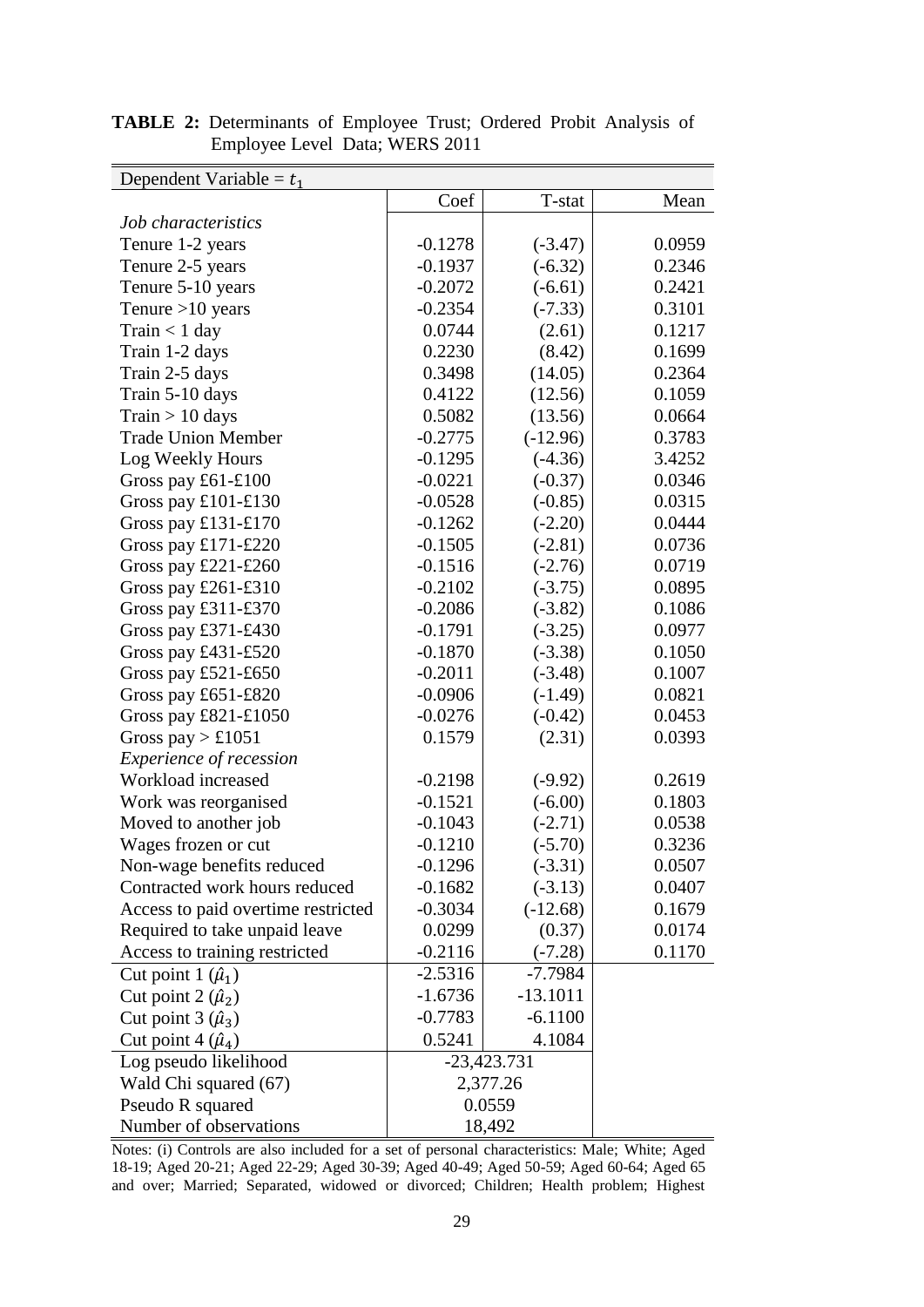**TABLE 2:** Determinants of Employee Trust; Ordered Probit Analysis of Employee Level Data; WERS 2011

| Dependent Variable = $t_1$ | | | |
|---|---|---|---|
| | Coef | T-stat | Mean |
| *Job characteristics* | | | |
| Tenure 1-2 years | -0.1278 | (-3.47) | 0.0959 |
| Tenure 2-5 years | -0.1937 | (-6.32) | 0.2346 |
| Tenure 5-10 years | -0.2072 | (-6.61) | 0.2421 |
| Tenure >10 years | -0.2354 | (-7.33) | 0.3101 |
| Train < 1 day | 0.0744 | (2.61) | 0.1217 |
| Train 1-2 days | 0.2230 | (8.42) | 0.1699 |
| Train 2-5 days | 0.3498 | (14.05) | 0.2364 |
| Train 5-10 days | 0.4122 | (12.56) | 0.1059 |
| Train > 10 days | 0.5082 | (13.56) | 0.0664 |
| Trade Union Member | -0.2775 | (-12.96) | 0.3783 |
| Log Weekly Hours | -0.1295 | (-4.36) | 3.4252 |
| Gross pay £61-£100 | -0.0221 | (-0.37) | 0.0346 |
| Gross pay £101-£130 | -0.0528 | (-0.85) | 0.0315 |
| Gross pay £131-£170 | -0.1262 | (-2.20) | 0.0444 |
| Gross pay £171-£220 | -0.1505 | (-2.81) | 0.0736 |
| Gross pay £221-£260 | -0.1516 | (-2.76) | 0.0719 |
| Gross pay £261-£310 | -0.2102 | (-3.75) | 0.0895 |
| Gross pay £311-£370 | -0.2086 | (-3.82) | 0.1086 |
| Gross pay £371-£430 | -0.1791 | (-3.25) | 0.0977 |
| Gross pay £431-£520 | -0.1870 | (-3.38) | 0.1050 |
| Gross pay £521-£650 | -0.2011 | (-3.48) | 0.1007 |
| Gross pay £651-£820 | -0.0906 | (-1.49) | 0.0821 |
| Gross pay £821-£1050 | -0.0276 | (-0.42) | 0.0453 |
| Gross pay > £1051 | 0.1579 | (2.31) | 0.0393 |
| *Experience of recession* | | | |
| Workload increased | -0.2198 | (-9.92) | 0.2619 |
| Work was reorganised | -0.1521 | (-6.00) | 0.1803 |
| Moved to another job | -0.1043 | (-2.71) | 0.0538 |
| Wages frozen or cut | -0.1210 | (-5.70) | 0.3236 |
| Non-wage benefits reduced | -0.1296 | (-3.31) | 0.0507 |
| Contracted work hours reduced | -0.1682 | (-3.13) | 0.0407 |
| Access to paid overtime restricted | -0.3034 | (-12.68) | 0.1679 |
| Required to take unpaid leave | 0.0299 | (0.37) | 0.0174 |
| Access to training restricted | -0.2116 | (-7.28) | 0.1170 |
| Cut point 1 ($\hat{\mu}_1$) | -2.5316 | -7.7984 | |
| Cut point 2 ($\hat{\mu}_2$) | -1.6736 | -13.1011 | |
| Cut point 3 ($\hat{\mu}_3$) | -0.7783 | -6.1100 | |
| Cut point 4 ($\hat{\mu}_4$) | 0.5241 | 4.1084 | |
| Log pseudo likelihood | -23,423.731 | | |
| Wald Chi squared (67) | 2,377.26 | | |
| Pseudo R squared | 0.0559 | | |
| Number of observations | 18,492 | | |

Notes: (i) Controls are also included for a set of personal characteristics: Male; White; Aged 18-19; Aged 20-21; Aged 22-29; Aged 30-39; Aged 40-49; Aged 50-59; Aged 60-64; Aged 65 and over; Married; Separated, widowed or divorced; Children; Health problem; Highest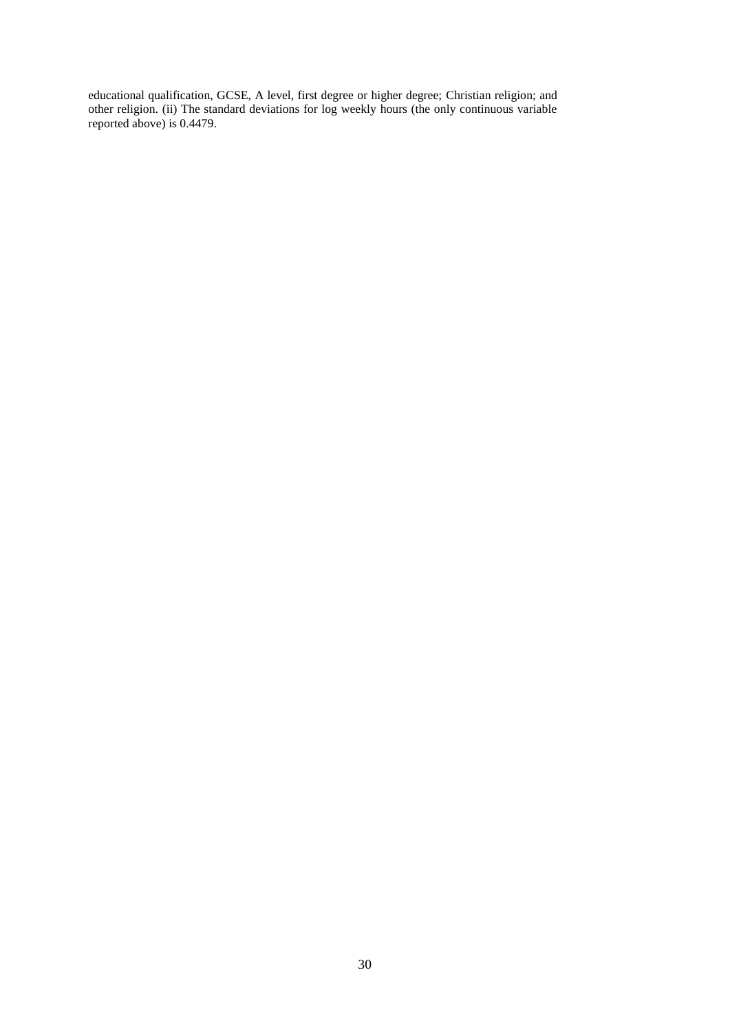educational qualification, GCSE, A level, first degree or higher degree; Christian religion; and other religion. (ii) The standard deviations for log weekly hours (the only continuous variable reported above) is 0.4479.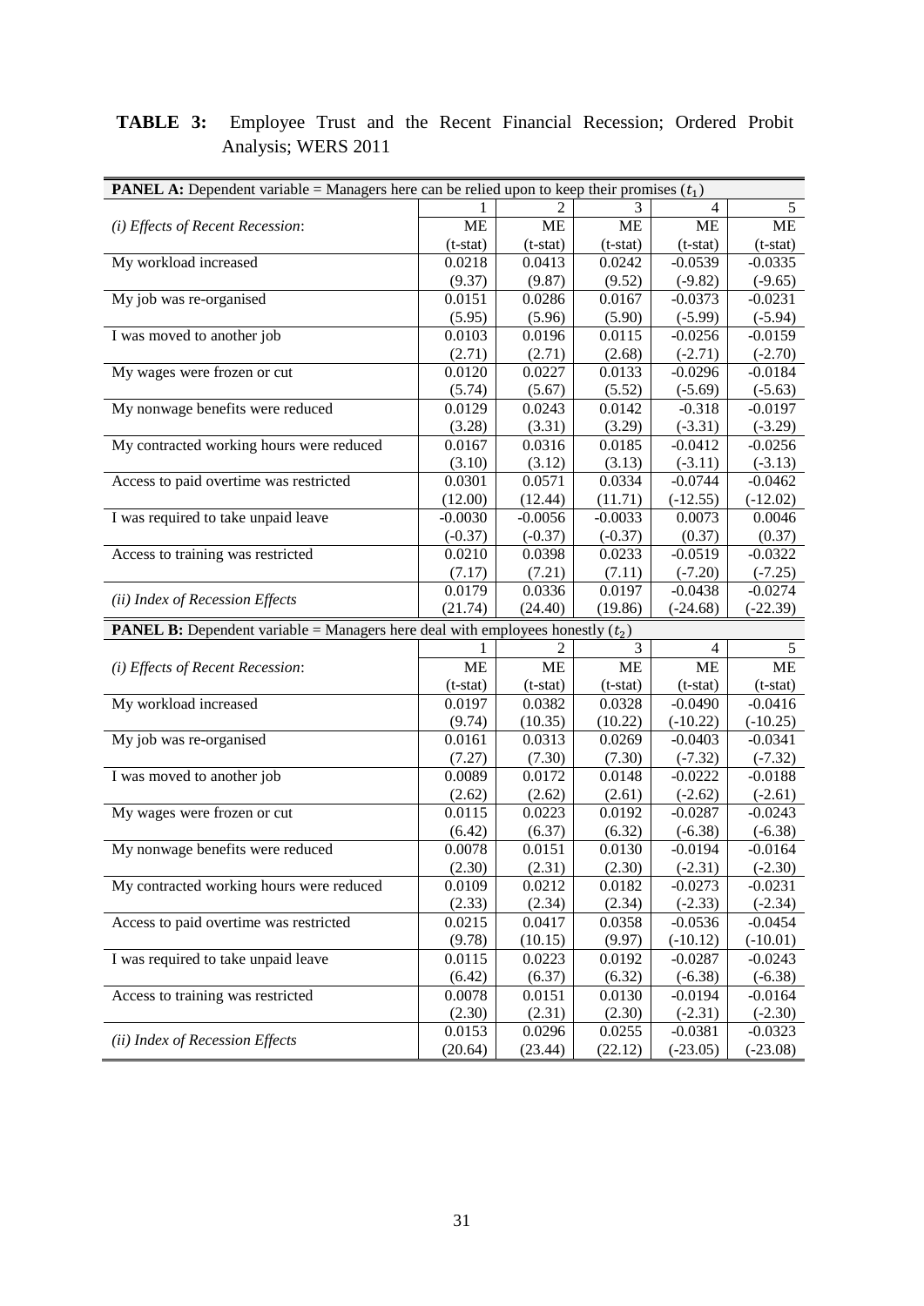**TABLE 3:** Employee Trust and the Recent Financial Recession; Ordered Probit Analysis; WERS 2011

| **PANEL A:** Dependent variable = Managers here can be relied upon to keep their promises ($t_1$) | | | | | |
|---|---|---|---|---|---|
| | 1 | 2 | 3 | 4 | 5 |
| *(i) Effects of Recent Recession*: | ME | ME | ME | ME | ME |
| | (t-stat) | (t-stat) | (t-stat) | (t-stat) | (t-stat) |
| My workload increased | 0.0218 | 0.0413 | 0.0242 | -0.0539 | -0.0335 |
| | (9.37) | (9.87) | (9.52) | (-9.82) | (-9.65) |
| My job was re-organised | 0.0151 | 0.0286 | 0.0167 | -0.0373 | -0.0231 |
| | (5.95) | (5.96) | (5.90) | (-5.99) | (-5.94) |
| I was moved to another job | 0.0103 | 0.0196 | 0.0115 | -0.0256 | -0.0159 |
| | (2.71) | (2.71) | (2.68) | (-2.71) | (-2.70) |
| My wages were frozen or cut | 0.0120 | 0.0227 | 0.0133 | -0.0296 | -0.0184 |
| | (5.74) | (5.67) | (5.52) | (-5.69) | (-5.63) |
| My nonwage benefits were reduced | 0.0129 | 0.0243 | 0.0142 | -0.318 | -0.0197 |
| | (3.28) | (3.31) | (3.29) | (-3.31) | (-3.29) |
| My contracted working hours were reduced | 0.0167 | 0.0316 | 0.0185 | -0.0412 | -0.0256 |
| | (3.10) | (3.12) | (3.13) | (-3.11) | (-3.13) |
| Access to paid overtime was restricted | 0.0301 | 0.0571 | 0.0334 | -0.0744 | -0.0462 |
| | (12.00) | (12.44) | (11.71) | (-12.55) | (-12.02) |
| I was required to take unpaid leave | -0.0030 | -0.0056 | -0.0033 | 0.0073 | 0.0046 |
| | (-0.37) | (-0.37) | (-0.37) | (0.37) | (0.37) |
| Access to training was restricted | 0.0210 | 0.0398 | 0.0233 | -0.0519 | -0.0322 |
| | (7.17) | (7.21) | (7.11) | (-7.20) | (-7.25) |
| *(ii) Index of Recession Effects* | 0.0179 | 0.0336 | 0.0197 | -0.0438 | -0.0274 |
| | (21.74) | (24.40) | (19.86) | (-24.68) | (-22.39) |
| **PANEL B:** Dependent variable = Managers here deal with employees honestly ($t_2$) | | | | | |
| | 1 | 2 | 3 | 4 | 5 |
| *(i) Effects of Recent Recession*: | ME | ME | ME | ME | ME |
| | (t-stat) | (t-stat) | (t-stat) | (t-stat) | (t-stat) |
| My workload increased | 0.0197 | 0.0382 | 0.0328 | -0.0490 | -0.0416 |
| | (9.74) | (10.35) | (10.22) | (-10.22) | (-10.25) |
| My job was re-organised | 0.0161 | 0.0313 | 0.0269 | -0.0403 | -0.0341 |
| | (7.27) | (7.30) | (7.30) | (-7.32) | (-7.32) |
| I was moved to another job | 0.0089 | 0.0172 | 0.0148 | -0.0222 | -0.0188 |
| | (2.62) | (2.62) | (2.61) | (-2.62) | (-2.61) |
| My wages were frozen or cut | 0.0115 | 0.0223 | 0.0192 | -0.0287 | -0.0243 |
| | (6.42) | (6.37) | (6.32) | (-6.38) | (-6.38) |
| My nonwage benefits were reduced | 0.0078 | 0.0151 | 0.0130 | -0.0194 | -0.0164 |
| | (2.30) | (2.31) | (2.30) | (-2.31) | (-2.30) |
| My contracted working hours were reduced | 0.0109 | 0.0212 | 0.0182 | -0.0273 | -0.0231 |
| | (2.33) | (2.34) | (2.34) | (-2.33) | (-2.34) |
| Access to paid overtime was restricted | 0.0215 | 0.0417 | 0.0358 | -0.0536 | -0.0454 |
| | (9.78) | (10.15) | (9.97) | (-10.12) | (-10.01) |
| I was required to take unpaid leave | 0.0115 | 0.0223 | 0.0192 | -0.0287 | -0.0243 |
| | (6.42) | (6.37) | (6.32) | (-6.38) | (-6.38) |
| Access to training was restricted | 0.0078 | 0.0151 | 0.0130 | -0.0194 | -0.0164 |
| | (2.30) | (2.31) | (2.30) | (-2.31) | (-2.30) |
| *(ii) Index of Recession Effects* | 0.0153 | 0.0296 | 0.0255 | -0.0381 | -0.0323 |
| | (20.64) | (23.44) | (22.12) | (-23.05) | (-23.08) |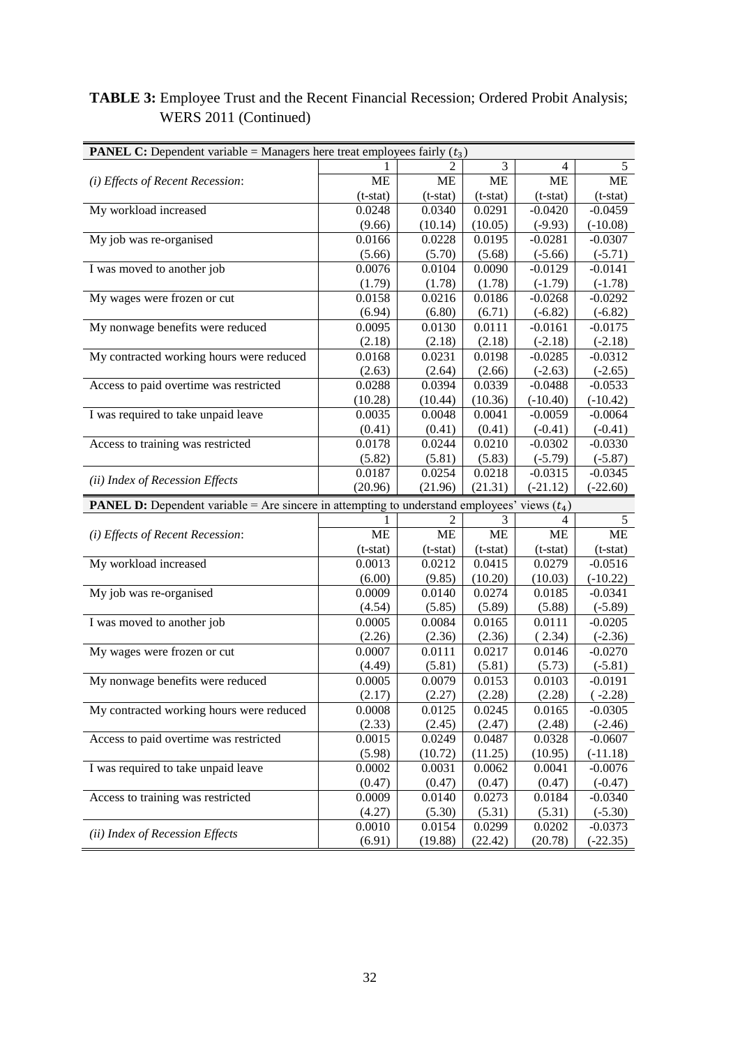**TABLE 3:** Employee Trust and the Recent Financial Recession; Ordered Probit Analysis; WERS 2011 (Continued)

| **PANEL C:** Dependent variable = Managers here treat employees fairly ($t_3$) | | | | | |
|---|---|---|---|---|---|
| | 1 | 2 | 3 | 4 | 5 |
| *(i) Effects of Recent Recession*: | ME | ME | ME | ME | ME |
| | (t-stat) | (t-stat) | (t-stat) | (t-stat) | (t-stat) |
| My workload increased | 0.0248 | 0.0340 | 0.0291 | -0.0420 | -0.0459 |
| | (9.66) | (10.14) | (10.05) | (-9.93) | (-10.08) |
| My job was re-organised | 0.0166 | 0.0228 | 0.0195 | -0.0281 | -0.0307 |
| | (5.66) | (5.70) | (5.68) | (-5.66) | (-5.71) |
| I was moved to another job | 0.0076 | 0.0104 | 0.0090 | -0.0129 | -0.0141 |
| | (1.79) | (1.78) | (1.78) | (-1.79) | (-1.78) |
| My wages were frozen or cut | 0.0158 | 0.0216 | 0.0186 | -0.0268 | -0.0292 |
| | (6.94) | (6.80) | (6.71) | (-6.82) | (-6.82) |
| My nonwage benefits were reduced | 0.0095 | 0.0130 | 0.0111 | -0.0161 | -0.0175 |
| | (2.18) | (2.18) | (2.18) | (-2.18) | (-2.18) |
| My contracted working hours were reduced | 0.0168 | 0.0231 | 0.0198 | -0.0285 | -0.0312 |
| | (2.63) | (2.64) | (2.66) | (-2.63) | (-2.65) |
| Access to paid overtime was restricted | 0.0288 | 0.0394 | 0.0339 | -0.0488 | -0.0533 |
| | (10.28) | (10.44) | (10.36) | (-10.40) | (-10.42) |
| I was required to take unpaid leave | 0.0035 | 0.0048 | 0.0041 | -0.0059 | -0.0064 |
| | (0.41) | (0.41) | (0.41) | (-0.41) | (-0.41) |
| Access to training was restricted | 0.0178 | 0.0244 | 0.0210 | -0.0302 | -0.0330 |
| | (5.82) | (5.81) | (5.83) | (-5.79) | (-5.87) |
| *(ii) Index of Recession Effects* | 0.0187 | 0.0254 | 0.0218 | -0.0315 | -0.0345 |
| | (20.96) | (21.96) | (21.31) | (-21.12) | (-22.60) |

| **PANEL D:** Dependent variable = Are sincere in attempting to understand employees' views ($t_4$) | | | | | |
|---|---|---|---|---|---|
| | 1 | 2 | 3 | 4 | 5 |
| *(i) Effects of Recent Recession*: | ME | ME | ME | ME | ME |
| | (t-stat) | (t-stat) | (t-stat) | (t-stat) | (t-stat) |
| My workload increased | 0.0013 | 0.0212 | 0.0415 | 0.0279 | -0.0516 |
| | (6.00) | (9.85) | (10.20) | (10.03) | (-10.22) |
| My job was re-organised | 0.0009 | 0.0140 | 0.0274 | 0.0185 | -0.0341 |
| | (4.54) | (5.85) | (5.89) | (5.88) | (-5.89) |
| I was moved to another job | 0.0005 | 0.0084 | 0.0165 | 0.0111 | -0.0205 |
| | (2.26) | (2.36) | (2.36) | ( 2.34) | (-2.36) |
| My wages were frozen or cut | 0.0007 | 0.0111 | 0.0217 | 0.0146 | -0.0270 |
| | (4.49) | (5.81) | (5.81) | (5.73) | (-5.81) |
| My nonwage benefits were reduced | 0.0005 | 0.0079 | 0.0153 | 0.0103 | -0.0191 |
| | (2.17) | (2.27) | (2.28) | (2.28) | ( -2.28) |
| My contracted working hours were reduced | 0.0008 | 0.0125 | 0.0245 | 0.0165 | -0.0305 |
| | (2.33) | (2.45) | (2.47) | (2.48) | (-2.46) |
| Access to paid overtime was restricted | 0.0015 | 0.0249 | 0.0487 | 0.0328 | -0.0607 |
| | (5.98) | (10.72) | (11.25) | (10.95) | (-11.18) |
| I was required to take unpaid leave | 0.0002 | 0.0031 | 0.0062 | 0.0041 | -0.0076 |
| | (0.47) | (0.47) | (0.47) | (0.47) | (-0.47) |
| Access to training was restricted | 0.0009 | 0.0140 | 0.0273 | 0.0184 | -0.0340 |
| | (4.27) | (5.30) | (5.31) | (5.31) | (-5.30) |
| *(ii) Index of Recession Effects* | 0.0010 | 0.0154 | 0.0299 | 0.0202 | -0.0373 |
| | (6.91) | (19.88) | (22.42) | (20.78) | (-22.35) |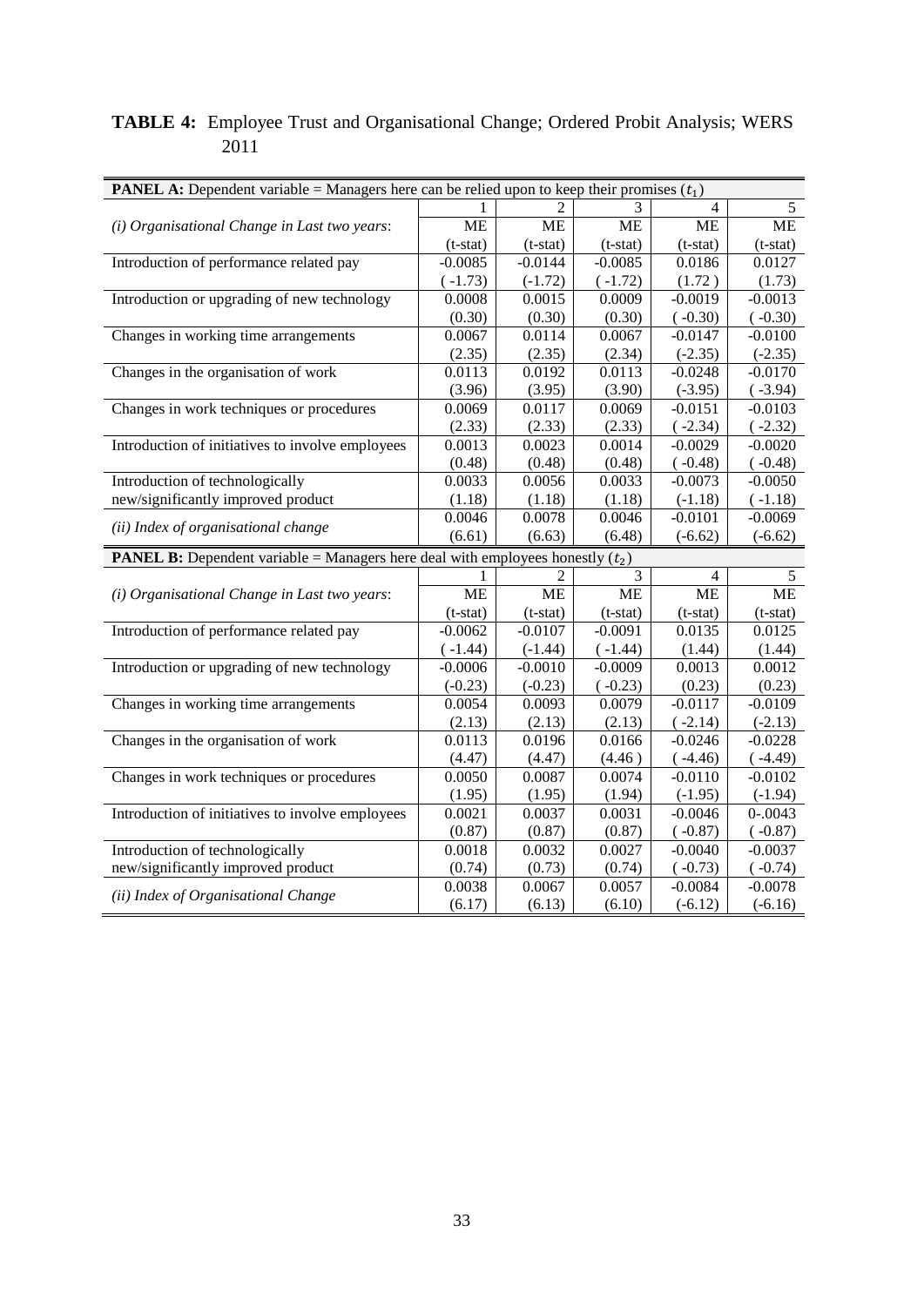**TABLE 4:** Employee Trust and Organisational Change; Ordered Probit Analysis; WERS 2011

| **PANEL A:** Dependent variable = Managers here can be relied upon to keep their promises ($t_1$) | | | | | |
|---|---|---|---|---|---|
| | 1 | 2 | 3 | 4 | 5 |
| *(i) Organisational Change in Last two years*: | ME<br>(t-stat) | ME<br>(t-stat) | ME<br>(t-stat) | ME<br>(t-stat) | ME<br>(t-stat) |
| Introduction of performance related pay | -0.0085<br>( -1.73) | -0.0144<br>(-1.72) | -0.0085<br>( -1.72) | 0.0186<br>(1.72 ) | 0.0127<br>(1.73) |
| Introduction or upgrading of new technology | 0.0008<br>(0.30) | 0.0015<br>(0.30) | 0.0009<br>(0.30) | -0.0019<br>( -0.30) | -0.0013<br>( -0.30) |
| Changes in working time arrangements | 0.0067<br>(2.35) | 0.0114<br>(2.35) | 0.0067<br>(2.34) | -0.0147<br>(-2.35) | -0.0100<br>(-2.35) |
| Changes in the organisation of work | 0.0113<br>(3.96) | 0.0192<br>(3.95) | 0.0113<br>(3.90) | -0.0248<br>(-3.95) | -0.0170<br>( -3.94) |
| Changes in work techniques or procedures | 0.0069<br>(2.33) | 0.0117<br>(2.33) | 0.0069<br>(2.33) | -0.0151<br>( -2.34) | -0.0103<br>( -2.32) |
| Introduction of initiatives to involve employees | 0.0013<br>(0.48) | 0.0023<br>(0.48) | 0.0014<br>(0.48) | -0.0029<br>( -0.48) | -0.0020<br>( -0.48) |
| Introduction of technologically new/significantly improved product | 0.0033<br>(1.18) | 0.0056<br>(1.18) | 0.0033<br>(1.18) | -0.0073<br>(-1.18) | -0.0050<br>( -1.18) |
| *(ii) Index of organisational change* | 0.0046<br>(6.61) | 0.0078<br>(6.63) | 0.0046<br>(6.48) | -0.0101<br>(-6.62) | -0.0069<br>(-6.62) |
| **PANEL B:** Dependent variable = Managers here deal with employees honestly ($t_2$) | | | | | |
| | 1 | 2 | 3 | 4 | 5 |
| *(i) Organisational Change in Last two years*: | ME<br>(t-stat) | ME<br>(t-stat) | ME<br>(t-stat) | ME<br>(t-stat) | ME<br>(t-stat) |
| Introduction of performance related pay | -0.0062<br>( -1.44) | -0.0107<br>(-1.44) | -0.0091<br>( -1.44) | 0.0135<br>(1.44) | 0.0125<br>(1.44) |
| Introduction or upgrading of new technology | -0.0006<br>(-0.23) | -0.0010<br>(-0.23) | -0.0009<br>( -0.23) | 0.0013<br>(0.23) | 0.0012<br>(0.23) |
| Changes in working time arrangements | 0.0054<br>(2.13) | 0.0093<br>(2.13) | 0.0079<br>(2.13) | -0.0117<br>( -2.14) | -0.0109<br>(-2.13) |
| Changes in the organisation of work | 0.0113<br>(4.47) | 0.0196<br>(4.47) | 0.0166<br>(4.46 ) | -0.0246<br>( -4.46) | -0.0228<br>( -4.49) |
| Changes in work techniques or procedures | 0.0050<br>(1.95) | 0.0087<br>(1.95) | 0.0074<br>(1.94) | -0.0110<br>(-1.95) | -0.0102<br>(-1.94) |
| Introduction of initiatives to involve employees | 0.0021<br>(0.87) | 0.0037<br>(0.87) | 0.0031<br>(0.87) | -0.0046<br>( -0.87) | 0-.0043<br>( -0.87) |
| Introduction of technologically new/significantly improved product | 0.0018<br>(0.74) | 0.0032<br>(0.73) | 0.0027<br>(0.74) | -0.0040<br>( -0.73) | -0.0037<br>( -0.74) |
| *(ii) Index of Organisational Change* | 0.0038<br>(6.17) | 0.0067<br>(6.13) | 0.0057<br>(6.10) | -0.0084<br>(-6.12) | -0.0078<br>(-6.16) |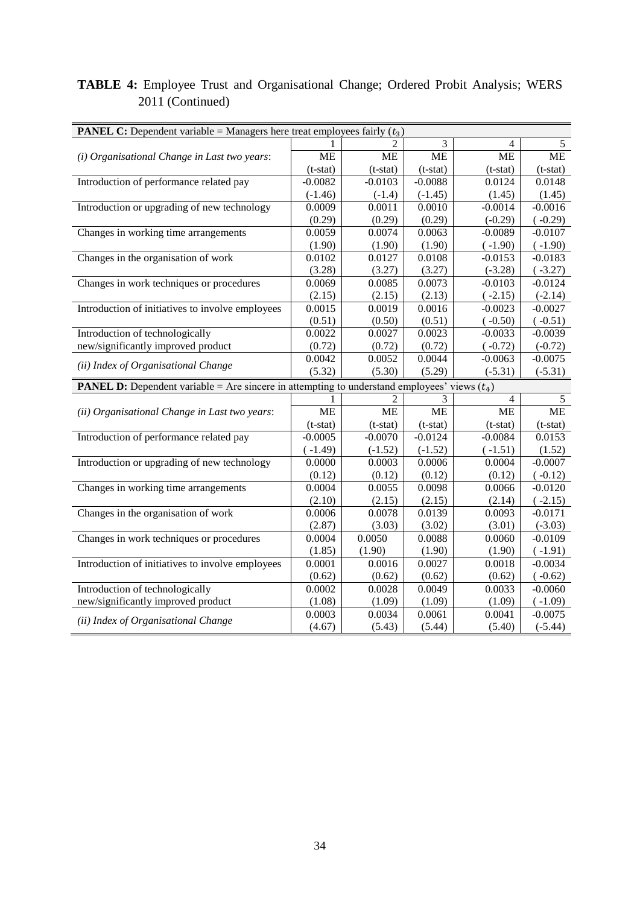**TABLE 4:** Employee Trust and Organisational Change; Ordered Probit Analysis; WERS 2011 (Continued)

| **PANEL C:** Dependent variable = Managers here treat employees fairly ($t_3$) | | | | | |
|---|---|---|---|---|---|
| | 1 | 2 | 3 | 4 | 5 |
| *(i) Organisational Change in Last two years*: | ME | ME | ME | ME | ME |
| | (t-stat) | (t-stat) | (t-stat) | (t-stat) | (t-stat) |
| Introduction of performance related pay | -0.0082 | -0.0103 | -0.0088 | 0.0124 | 0.0148 |
| | (-1.46) | (-1.4) | (-1.45) | (1.45) | (1.45) |
| Introduction or upgrading of new technology | 0.0009 | 0.0011 | 0.0010 | -0.0014 | -0.0016 |
| | (0.29) | (0.29) | (0.29) | (-0.29) | ( -0.29) |
| Changes in working time arrangements | 0.0059 | 0.0074 | 0.0063 | -0.0089 | -0.0107 |
| | (1.90) | (1.90) | (1.90) | ( -1.90) | ( -1.90) |
| Changes in the organisation of work | 0.0102 | 0.0127 | 0.0108 | -0.0153 | -0.0183 |
| | (3.28) | (3.27) | (3.27) | (-3.28) | ( -3.27) |
| Changes in work techniques or procedures | 0.0069 | 0.0085 | 0.0073 | -0.0103 | -0.0124 |
| | (2.15) | (2.15) | (2.13) | ( -2.15) | (-2.14) |
| Introduction of initiatives to involve employees | 0.0015 | 0.0019 | 0.0016 | -0.0023 | -0.0027 |
| | (0.51) | (0.50) | (0.51) | ( -0.50) | ( -0.51) |
| Introduction of technologically new/significantly improved product | 0.0022 | 0.0027 | 0.0023 | -0.0033 | -0.0039 |
| | (0.72) | (0.72) | (0.72) | ( -0.72) | (-0.72) |
| *(ii) Index of Organisational Change* | 0.0042 | 0.0052 | 0.0044 | -0.0063 | -0.0075 |
| | (5.32) | (5.30) | (5.29) | (-5.31) | (-5.31) |
| **PANEL D:** Dependent variable = Are sincere in attempting to understand employees' views ($t_4$) | | | | | |
| | 1 | 2 | 3 | 4 | 5 |
| *(ii) Organisational Change in Last two years*: | ME | ME | ME | ME | ME |
| | (t-stat) | (t-stat) | (t-stat) | (t-stat) | (t-stat) |
| Introduction of performance related pay | -0.0005 | -0.0070 | -0.0124 | -0.0084 | 0.0153 |
| | ( -1.49) | (-1.52) | (-1.52) | ( -1.51) | (1.52) |
| Introduction or upgrading of new technology | 0.0000 | 0.0003 | 0.0006 | 0.0004 | -0.0007 |
| | (0.12) | (0.12) | (0.12) | (0.12) | ( -0.12) |
| Changes in working time arrangements | 0.0004 | 0.0055 | 0.0098 | 0.0066 | -0.0120 |
| | (2.10) | (2.15) | (2.15) | (2.14) | ( -2.15) |
| Changes in the organisation of work | 0.0006 | 0.0078 | 0.0139 | 0.0093 | -0.0171 |
| | (2.87) | (3.03) | (3.02) | (3.01) | (-3.03) |
| Changes in work techniques or procedures | 0.0004 | 0.0050 | 0.0088 | 0.0060 | -0.0109 |
| | (1.85) | (1.90) | (1.90) | (1.90) | ( -1.91) |
| Introduction of initiatives to involve employees | 0.0001 | 0.0016 | 0.0027 | 0.0018 | -0.0034 |
| | (0.62) | (0.62) | (0.62) | (0.62) | ( -0.62) |
| Introduction of technologically new/significantly improved product | 0.0002 | 0.0028 | 0.0049 | 0.0033 | -0.0060 |
| | (1.08) | (1.09) | (1.09) | (1.09) | ( -1.09) |
| *(ii) Index of Organisational Change* | 0.0003 | 0.0034 | 0.0061 | 0.0041 | -0.0075 |
| | (4.67) | (5.43) | (5.44) | (5.40) | (-5.44) |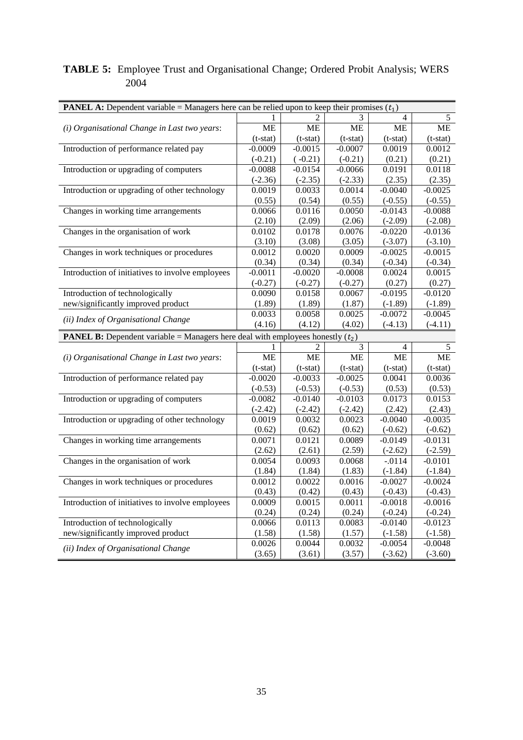**TABLE 5:** Employee Trust and Organisational Change; Ordered Probit Analysis; WERS 2004

| **PANEL A:** Dependent variable = Managers here can be relied upon to keep their promises ($t_1$) | | | | | |
|---|---|---|---|---|---|
| | 1 | 2 | 3 | 4 | 5 |
| *(i) Organisational Change in Last two years*: | ME | ME | ME | ME | ME |
| | (t-stat) | (t-stat) | (t-stat) | (t-stat) | (t-stat) |
| Introduction of performance related pay | -0.0009 | -0.0015 | -0.0007 | 0.0019 | 0.0012 |
| | (-0.21) | ( -0.21) | (-0.21) | (0.21) | (0.21) |
| Introduction or upgrading of computers | -0.0088 | -0.0154 | -0.0066 | 0.0191 | 0.0118 |
| | (-2.36) | (-2.35) | (-2.33) | (2.35) | (2.35) |
| Introduction or upgrading of other technology | 0.0019 | 0.0033 | 0.0014 | -0.0040 | -0.0025 |
| | (0.55) | (0.54) | (0.55) | (-0.55) | (-0.55) |
| Changes in working time arrangements | 0.0066 | 0.0116 | 0.0050 | -0.0143 | -0.0088 |
| | (2.10) | (2.09) | (2.06) | (-2.09) | (-2.08) |
| Changes in the organisation of work | 0.0102 | 0.0178 | 0.0076 | -0.0220 | -0.0136 |
| | (3.10) | (3.08) | (3.05) | (-3.07) | (-3.10) |
| Changes in work techniques or procedures | 0.0012 | 0.0020 | 0.0009 | -0.0025 | -0.0015 |
| | (0.34) | (0.34) | (0.34) | (-0.34) | (-0.34) |
| Introduction of initiatives to involve employees | -0.0011 | -0.0020 | -0.0008 | 0.0024 | 0.0015 |
| | (-0.27) | (-0.27) | (-0.27) | (0.27) | (0.27) |
| Introduction of technologically new/significantly improved product | 0.0090 | 0.0158 | 0.0067 | -0.0195 | -0.0120 |
| | (1.89) | (1.89) | (1.87) | (-1.89) | (-1.89) |
| *(ii) Index of Organisational Change* | 0.0033 | 0.0058 | 0.0025 | -0.0072 | -0.0045 |
| | (4.16) | (4.12) | (4.02) | (-4.13) | (-4.11) |
| **PANEL B:** Dependent variable = Managers here deal with employees honestly ($t_2$) | | | | | |
| | 1 | 2 | 3 | 4 | 5 |
| *(i) Organisational Change in Last two years*: | ME | ME | ME | ME | ME |
| | (t-stat) | (t-stat) | (t-stat) | (t-stat) | (t-stat) |
| Introduction of performance related pay | -0.0020 | -0.0033 | -0.0025 | 0.0041 | 0.0036 |
| | (-0.53) | (-0.53) | (-0.53) | (0.53) | (0.53) |
| Introduction or upgrading of computers | -0.0082 | -0.0140 | -0.0103 | 0.0173 | 0.0153 |
| | (-2.42) | (-2.42) | (-2.42) | (2.42) | (2.43) |
| Introduction or upgrading of other technology | 0.0019 | 0.0032 | 0.0023 | -0.0040 | -0.0035 |
| | (0.62) | (0.62) | (0.62) | (-0.62) | (-0.62) |
| Changes in working time arrangements | 0.0071 | 0.0121 | 0.0089 | -0.0149 | -0.0131 |
| | (2.62) | (2.61) | (2.59) | (-2.62) | (-2.59) |
| Changes in the organisation of work | 0.0054 | 0.0093 | 0.0068 | -.0114 | -0.0101 |
| | (1.84) | (1.84) | (1.83) | (-1.84) | (-1.84) |
| Changes in work techniques or procedures | 0.0012 | 0.0022 | 0.0016 | -0.0027 | -0.0024 |
| | (0.43) | (0.42) | (0.43) | (-0.43) | (-0.43) |
| Introduction of initiatives to involve employees | 0.0009 | 0.0015 | 0.0011 | -0.0018 | -0.0016 |
| | (0.24) | (0.24) | (0.24) | (-0.24) | (-0.24) |
| Introduction of technologically new/significantly improved product | 0.0066 | 0.0113 | 0.0083 | -0.0140 | -0.0123 |
| | (1.58) | (1.58) | (1.57) | (-1.58) | (-1.58) |
| *(ii) Index of Organisational Change* | 0.0026 | 0.0044 | 0.0032 | -0.0054 | -0.0048 |
| | (3.65) | (3.61) | (3.57) | (-3.62) | (-3.60) |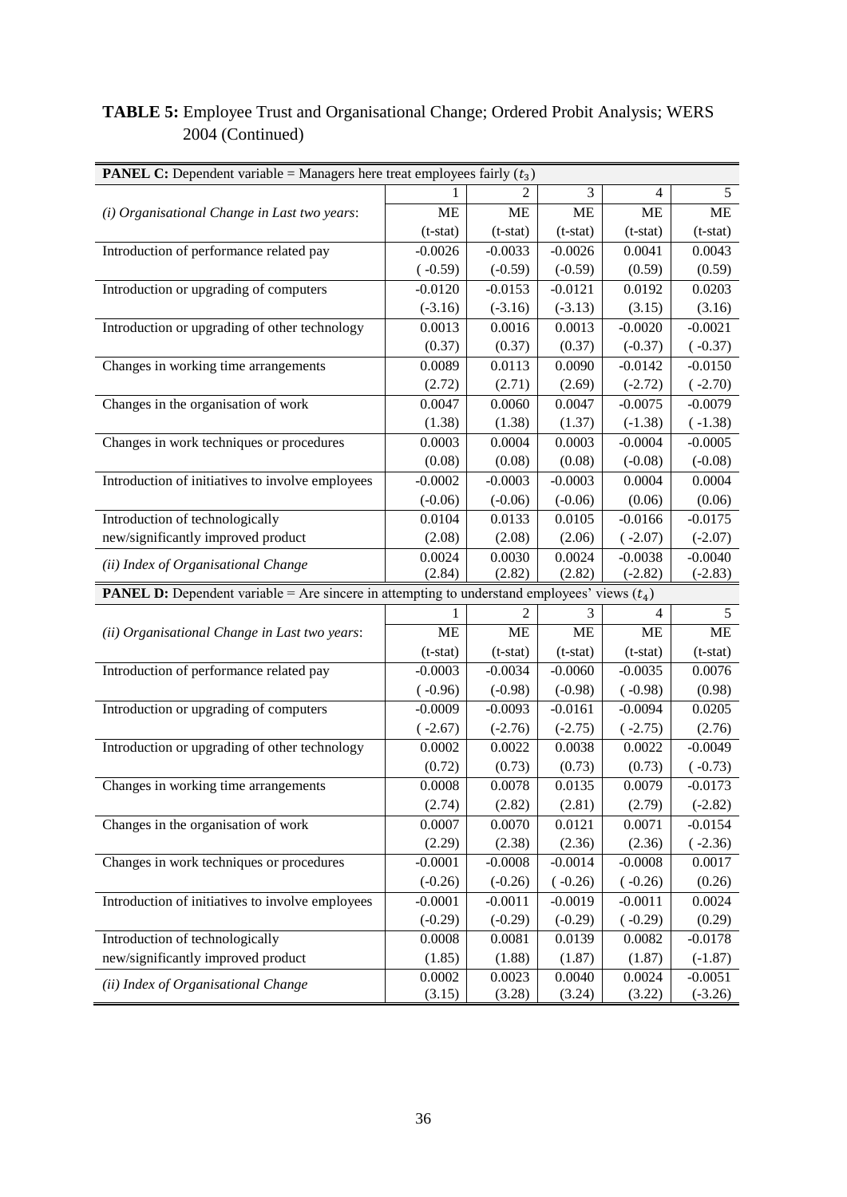**TABLE 5:** Employee Trust and Organisational Change; Ordered Probit Analysis; WERS 2004 (Continued)

| **PANEL C:** Dependent variable = Managers here treat employees fairly ($t_3$) | | | | | |
|---|---|---|---|---|---|
| | 1 | 2 | 3 | 4 | 5 |
| *(i) Organisational Change in Last two years*: | ME | ME | ME | ME | ME |
| | (t-stat) | (t-stat) | (t-stat) | (t-stat) | (t-stat) |
| Introduction of performance related pay | -0.0026 | -0.0033 | -0.0026 | 0.0041 | 0.0043 |
| | ( -0.59) | (-0.59) | (-0.59) | (0.59) | (0.59) |
| Introduction or upgrading of computers | -0.0120 | -0.0153 | -0.0121 | 0.0192 | 0.0203 |
| | (-3.16) | (-3.16) | (-3.13) | (3.15) | (3.16) |
| Introduction or upgrading of other technology | 0.0013 | 0.0016 | 0.0013 | -0.0020 | -0.0021 |
| | (0.37) | (0.37) | (0.37) | (-0.37) | ( -0.37) |
| Changes in working time arrangements | 0.0089 | 0.0113 | 0.0090 | -0.0142 | -0.0150 |
| | (2.72) | (2.71) | (2.69) | (-2.72) | ( -2.70) |
| Changes in the organisation of work | 0.0047 | 0.0060 | 0.0047 | -0.0075 | -0.0079 |
| | (1.38) | (1.38) | (1.37) | (-1.38) | ( -1.38) |
| Changes in work techniques or procedures | 0.0003 | 0.0004 | 0.0003 | -0.0004 | -0.0005 |
| | (0.08) | (0.08) | (0.08) | (-0.08) | (-0.08) |
| Introduction of initiatives to involve employees | -0.0002 | -0.0003 | -0.0003 | 0.0004 | 0.0004 |
| | (-0.06) | (-0.06) | (-0.06) | (0.06) | (0.06) |
| Introduction of technologically new/significantly improved product | 0.0104 | 0.0133 | 0.0105 | -0.0166 | -0.0175 |
| | (2.08) | (2.08) | (2.06) | ( -2.07) | (-2.07) |
| *(ii) Index of Organisational Change* | 0.0024 | 0.0030 | 0.0024 | -0.0038 | -0.0040 |
| | (2.84) | (2.82) | (2.82) | (-2.82) | (-2.83) |
| **PANEL D:** Dependent variable = Are sincere in attempting to understand employees' views ($t_4$) | | | | | |
| | 1 | 2 | 3 | 4 | 5 |
| *(ii) Organisational Change in Last two years*: | ME | ME | ME | ME | ME |
| | (t-stat) | (t-stat) | (t-stat) | (t-stat) | (t-stat) |
| Introduction of performance related pay | -0.0003 | -0.0034 | -0.0060 | -0.0035 | 0.0076 |
| | ( -0.96) | (-0.98) | (-0.98) | ( -0.98) | (0.98) |
| Introduction or upgrading of computers | -0.0009 | -0.0093 | -0.0161 | -0.0094 | 0.0205 |
| | ( -2.67) | (-2.76) | (-2.75) | ( -2.75) | (2.76) |
| Introduction or upgrading of other technology | 0.0002 | 0.0022 | 0.0038 | 0.0022 | -0.0049 |
| | (0.72) | (0.73) | (0.73) | (0.73) | ( -0.73) |
| Changes in working time arrangements | 0.0008 | 0.0078 | 0.0135 | 0.0079 | -0.0173 |
| | (2.74) | (2.82) | (2.81) | (2.79) | (-2.82) |
| Changes in the organisation of work | 0.0007 | 0.0070 | 0.0121 | 0.0071 | -0.0154 |
| | (2.29) | (2.38) | (2.36) | (2.36) | ( -2.36) |
| Changes in work techniques or procedures | -0.0001 | -0.0008 | -0.0014 | -0.0008 | 0.0017 |
| | (-0.26) | (-0.26) | ( -0.26) | ( -0.26) | (0.26) |
| Introduction of initiatives to involve employees | -0.0001 | -0.0011 | -0.0019 | -0.0011 | 0.0024 |
| | (-0.29) | (-0.29) | (-0.29) | ( -0.29) | (0.29) |
| Introduction of technologically new/significantly improved product | 0.0008 | 0.0081 | 0.0139 | 0.0082 | -0.0178 |
| | (1.85) | (1.88) | (1.87) | (1.87) | (-1.87) |
| *(ii) Index of Organisational Change* | 0.0002 | 0.0023 | 0.0040 | 0.0024 | -0.0051 |
| | (3.15) | (3.28) | (3.24) | (3.22) | (-3.26) |